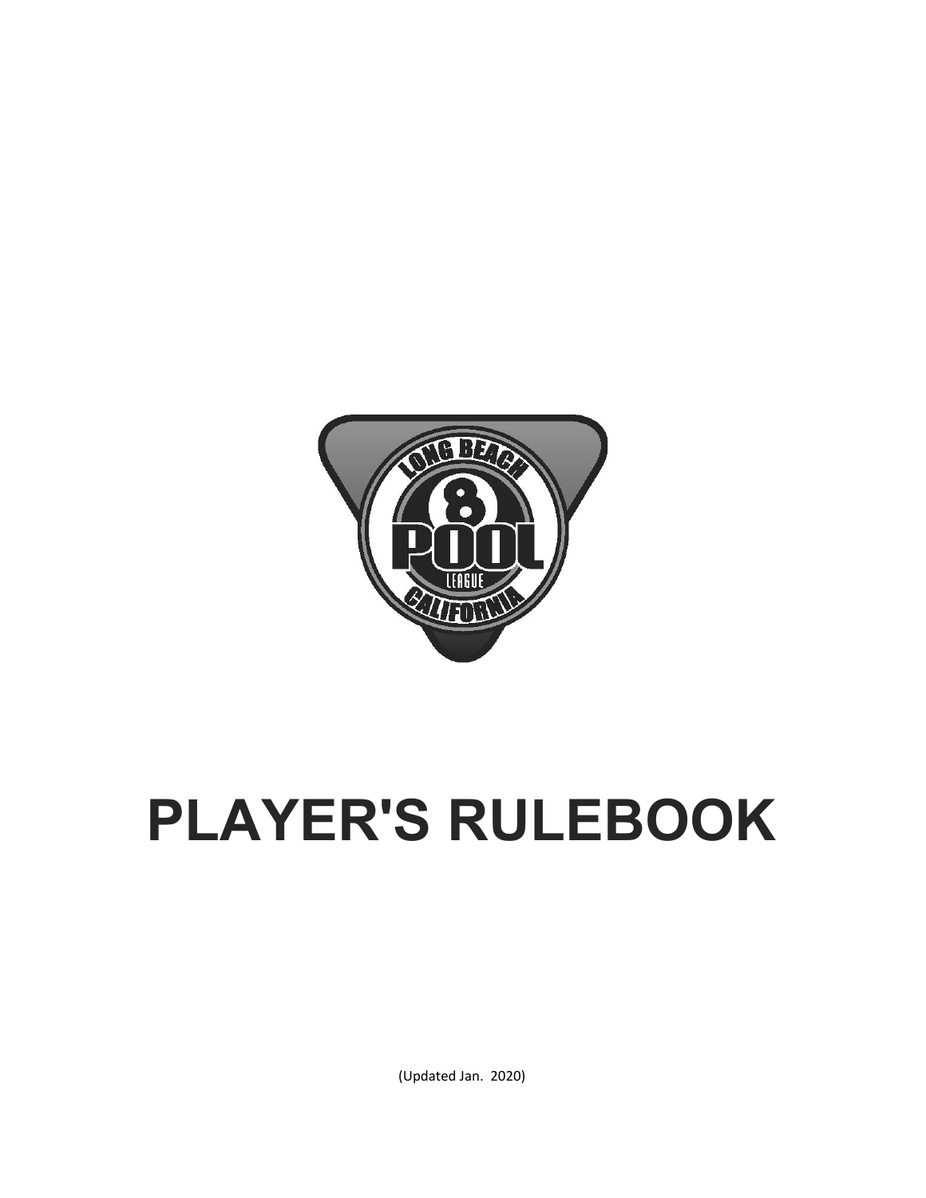# PLAYER'S RULEBOOK

(Updated Jan. 2020)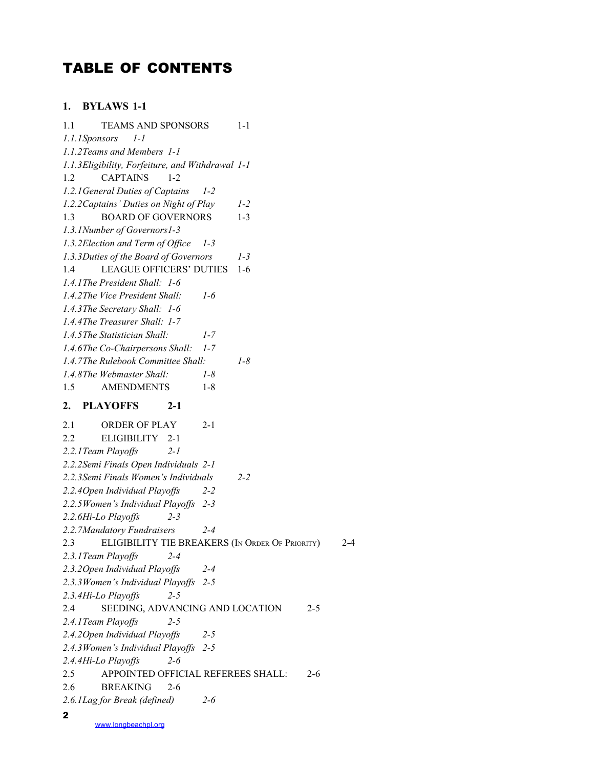# TABLE OF CONTENTS

**1. BYLAWS 1-1**

1.1 TEAMS AND SPONSORS 1-1

*1.1.1 Sponsors 1-1*

*1.1.2 Teams and Members 1-1*

*1.1.3 Eligibility, Forfeiture, and Withdrawal 1-1*

1.2 CAPTAINS 1-2

*1.2.1 General Duties of Captains 1-2*

*1.2.2 Captains' Duties on Night of Play 1-2*

1.3 BOARD OF GOVERNORS 1-3

*1.3.1 Number of Governors 1-3*

*1.3.2 Election and Term of Office 1-3*

*1.3.3 Duties of the Board of Governors 1-3*

1.4 LEAGUE OFFICERS' DUTIES 1-6

*1.4.1 The President Shall: 1-6*

*1.4.2 The Vice President Shall: 1-6*

*1.4.3 The Secretary Shall: 1-6*

*1.4.4 The Treasurer Shall: 1-7*

*1.4.5 The Statistician Shall: 1-7*

*1.4.6 The Co-Chairpersons Shall: 1-7*

*1.4.7 The Rulebook Committee Shall: 1-8*

*1.4.8 The Webmaster Shall: 1-8*

1.5 AMENDMENTS 1-8

**2. PLAYOFFS 2-1**

2.1 ORDER OF PLAY 2-1

2.2 ELIGIBILITY 2-1

*2.2.1 Team Playoffs 2-1*

*2.2.2 Semi Finals Open Individuals 2-1*

*2.2.3 Semi Finals Women's Individuals 2-2*

*2.2.4 Open Individual Playoffs 2-2*

*2.2.5 Women's Individual Playoffs 2-3*

*2.2.6 Hi-Lo Playoffs 2-3*

*2.2.7 Mandatory Fundraisers 2-4*

2.3 ELIGIBILITY TIE BREAKERS (IN ORDER OF PRIORITY) 2-4

*2.3.1 Team Playoffs 2-4*

*2.3.2 Open Individual Playoffs 2-4*

*2.3.3 Women's Individual Playoffs 2-5*

*2.3.4 Hi-Lo Playoffs 2-5*

2.4 SEEDING, ADVANCING AND LOCATION 2-5

*2.4.1 Team Playoffs 2-5*

*2.4.2 Open Individual Playoffs 2-5*

*2.4.3 Women's Individual Playoffs 2-5*

*2.4.4 Hi-Lo Playoffs 2-6*

2.5 APPOINTED OFFICIAL REFEREES SHALL: 2-6

2.6 BREAKING 2-6

*2.6.1 Lag for Break (defined) 2-6*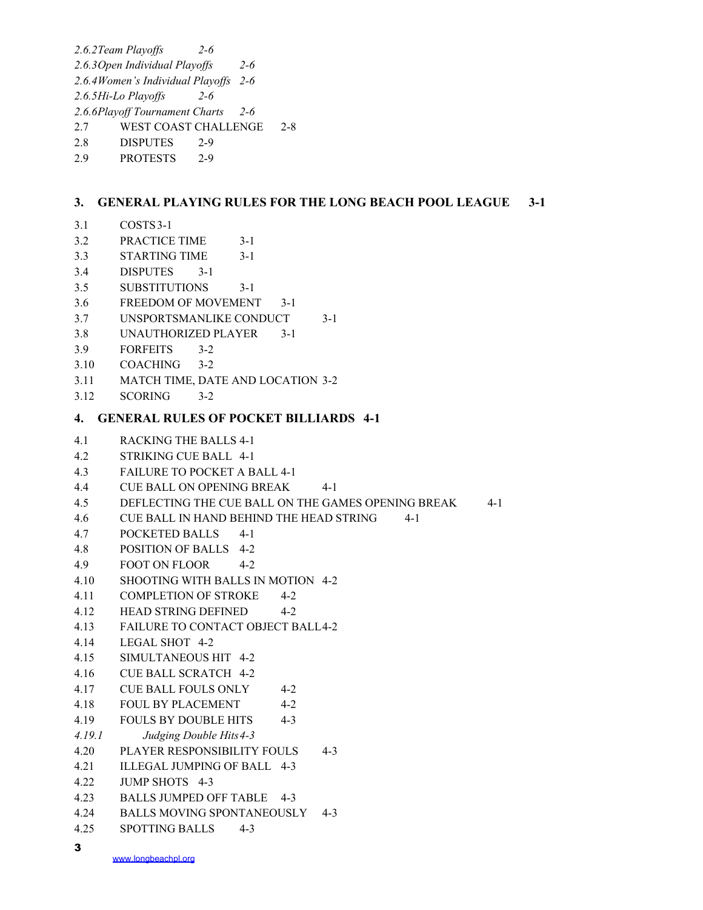*2.6.2Team Playoffs 2-6*

*2.6.3Open Individual Playoffs 2-6*

*2.6.4Women's Individual Playoffs 2-6*

*2.6.5Hi-Lo Playoffs 2-6*

*2.6.6Playoff Tournament Charts 2-6*

2.7 WEST COAST CHALLENGE 2-8

2.8 DISPUTES 2-9

2.9 PROTESTS 2-9

## 3. GENERAL PLAYING RULES FOR THE LONG BEACH POOL LEAGUE 3-1

3.1 COSTS 3-1

3.2 PRACTICE TIME 3-1

3.3 STARTING TIME 3-1

3.4 DISPUTES 3-1

3.5 SUBSTITUTIONS 3-1

3.6 FREEDOM OF MOVEMENT 3-1

3.7 UNSPORTSMANLIKE CONDUCT 3-1

3.8 UNAUTHORIZED PLAYER 3-1

3.9 FORFEITS 3-2

3.10 COACHING 3-2

3.11 MATCH TIME, DATE AND LOCATION 3-2

3.12 SCORING 3-2

## 4. GENERAL RULES OF POCKET BILLIARDS 4-1

4.1 RACKING THE BALLS 4-1

4.2 STRIKING CUE BALL 4-1

4.3 FAILURE TO POCKET A BALL 4-1

4.4 CUE BALL ON OPENING BREAK 4-1

4.5 DEFLECTING THE CUE BALL ON THE GAMES OPENING BREAK 4-1

4.6 CUE BALL IN HAND BEHIND THE HEAD STRING 4-1

4.7 POCKETED BALLS 4-1

4.8 POSITION OF BALLS 4-2

4.9 FOOT ON FLOOR 4-2

4.10 SHOOTING WITH BALLS IN MOTION 4-2

4.11 COMPLETION OF STROKE 4-2

4.12 HEAD STRING DEFINED 4-2

4.13 FAILURE TO CONTACT OBJECT BALL 4-2

4.14 LEGAL SHOT 4-2

4.15 SIMULTANEOUS HIT 4-2

4.16 CUE BALL SCRATCH 4-2

4.17 CUE BALL FOULS ONLY 4-2

4.18 FOUL BY PLACEMENT 4-2

4.19 FOULS BY DOUBLE HITS 4-3

*4.19.1 Judging Double Hits 4-3*

4.20 PLAYER RESPONSIBILITY FOULS 4-3

4.21 ILLEGAL JUMPING OF BALL 4-3

4.22 JUMP SHOTS 4-3

4.23 BALLS JUMPED OFF TABLE 4-3

4.24 BALLS MOVING SPONTANEOUSLY 4-3

4.25 SPOTTING BALLS 4-3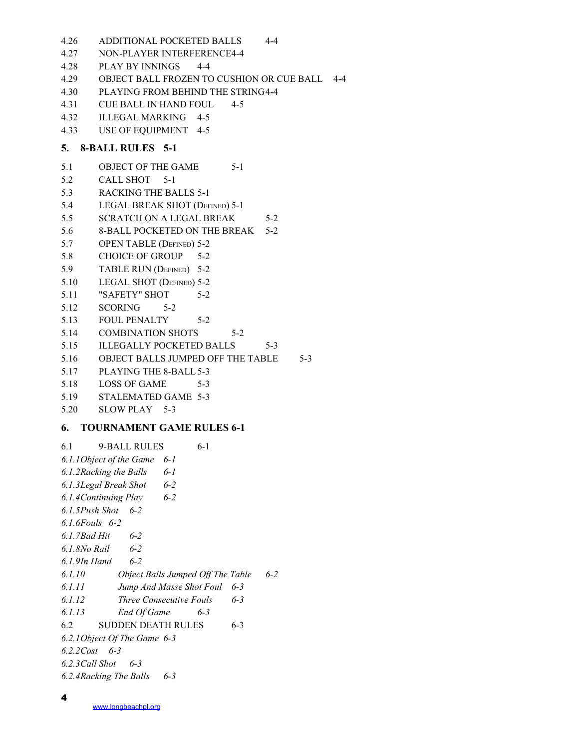4.26 ADDITIONAL POCKETED BALLS 4-4
4.27 NON-PLAYER INTERFERENCE4-4
4.28 PLAY BY INNINGS 4-4
4.29 OBJECT BALL FROZEN TO CUSHION OR CUE BALL 4-4
4.30 PLAYING FROM BEHIND THE STRING4-4
4.31 CUE BALL IN HAND FOUL 4-5
4.32 ILLEGAL MARKING 4-5
4.33 USE OF EQUIPMENT 4-5

**5. 8-BALL RULES 5-1**

5.1 OBJECT OF THE GAME 5-1
5.2 CALL SHOT 5-1
5.3 RACKING THE BALLS 5-1
5.4 LEGAL BREAK SHOT (DEFINED) 5-1
5.5 SCRATCH ON A LEGAL BREAK 5-2
5.6 8-BALL POCKETED ON THE BREAK 5-2
5.7 OPEN TABLE (DEFINED) 5-2
5.8 CHOICE OF GROUP 5-2
5.9 TABLE RUN (DEFINED) 5-2
5.10 LEGAL SHOT (DEFINED) 5-2
5.11 "SAFETY" SHOT 5-2
5.12 SCORING 5-2
5.13 FOUL PENALTY 5-2
5.14 COMBINATION SHOTS 5-2
5.15 ILLEGALLY POCKETED BALLS 5-3
5.16 OBJECT BALLS JUMPED OFF THE TABLE 5-3
5.17 PLAYING THE 8-BALL 5-3
5.18 LOSS OF GAME 5-3
5.19 STALEMATED GAME 5-3
5.20 SLOW PLAY 5-3

**6. TOURNAMENT GAME RULES 6-1**

6.1 9-BALL RULES 6-1
*6.1.1Object of the Game 6-1*
*6.1.2Racking the Balls 6-1*
*6.1.3Legal Break Shot 6-2*
*6.1.4Continuing Play 6-2*
*6.1.5Push Shot 6-2*
*6.1.6Fouls 6-2*
*6.1.7Bad Hit 6-2*
*6.1.8No Rail 6-2*
*6.1.9In Hand 6-2*
*6.1.10 Object Balls Jumped Off The Table 6-2*
*6.1.11 Jump And Masse Shot Foul 6-3*
*6.1.12 Three Consecutive Fouls 6-3*
*6.1.13 End Of Game 6-3*
6.2 SUDDEN DEATH RULES 6-3
*6.2.1Object Of The Game 6-3*
*6.2.2Cost 6-3*
*6.2.3Call Shot 6-3*
*6.2.4Racking The Balls 6-3*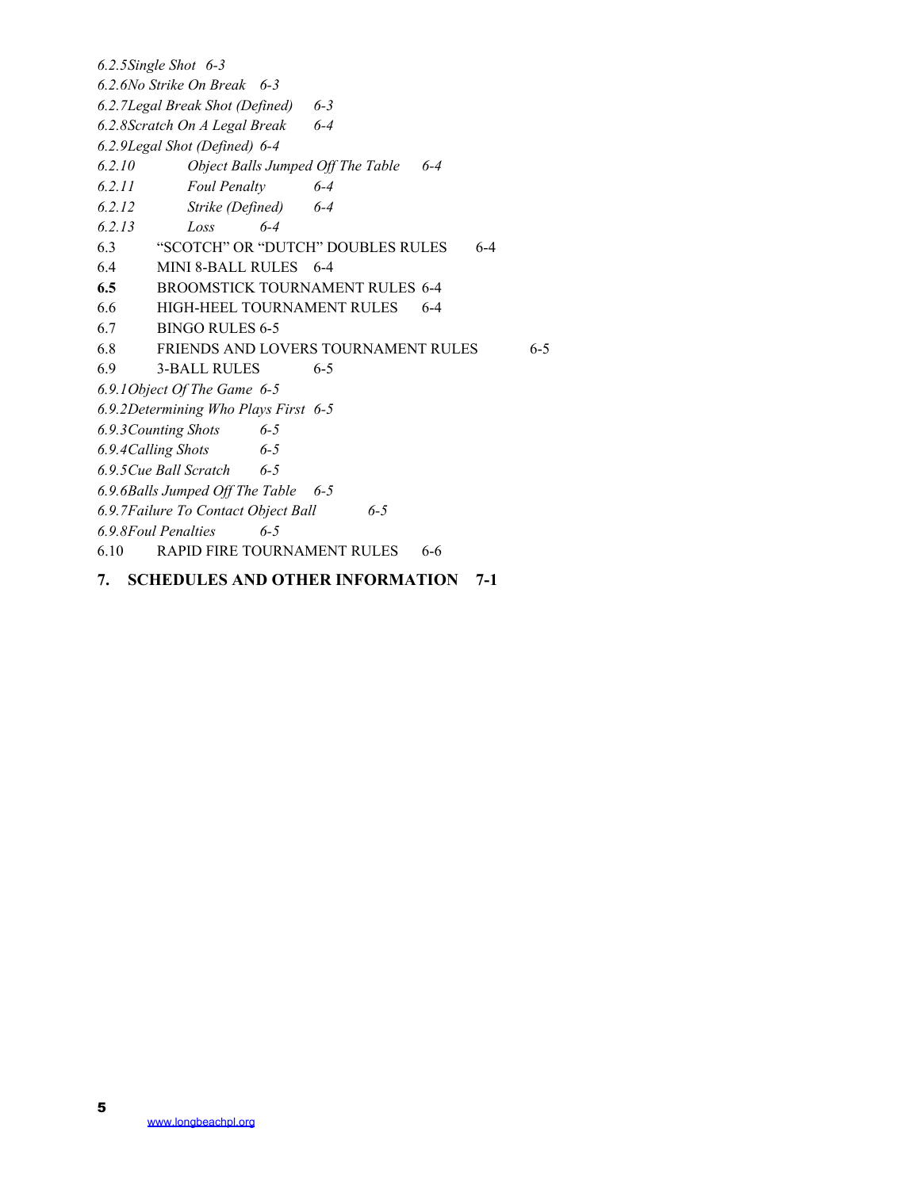*6.2.5 Single Shot 6-3*

*6.2.6 No Strike On Break 6-3*

*6.2.7 Legal Break Shot (Defined) 6-3*

*6.2.8 Scratch On A Legal Break 6-4*

*6.2.9 Legal Shot (Defined) 6-4*

*6.2.10 Object Balls Jumped Off The Table 6-4*

*6.2.11 Foul Penalty 6-4*

*6.2.12 Strike (Defined) 6-4*

*6.2.13 Loss 6-4*

6.3 "SCOTCH" OR "DUTCH" DOUBLES RULES 6-4

6.4 MINI 8-BALL RULES 6-4

**6.5** BROOMSTICK TOURNAMENT RULES 6-4

6.6 HIGH-HEEL TOURNAMENT RULES 6-4

6.7 BINGO RULES 6-5

6.8 FRIENDS AND LOVERS TOURNAMENT RULES 6-5

6.9 3-BALL RULES 6-5

*6.9.1 Object Of The Game 6-5*

*6.9.2 Determining Who Plays First 6-5*

*6.9.3 Counting Shots 6-5*

*6.9.4 Calling Shots 6-5*

*6.9.5 Cue Ball Scratch 6-5*

*6.9.6 Balls Jumped Off The Table 6-5*

*6.9.7 Failure To Contact Object Ball 6-5*

*6.9.8 Foul Penalties 6-5*

6.10 RAPID FIRE TOURNAMENT RULES 6-6

**7. SCHEDULES AND OTHER INFORMATION 7-1**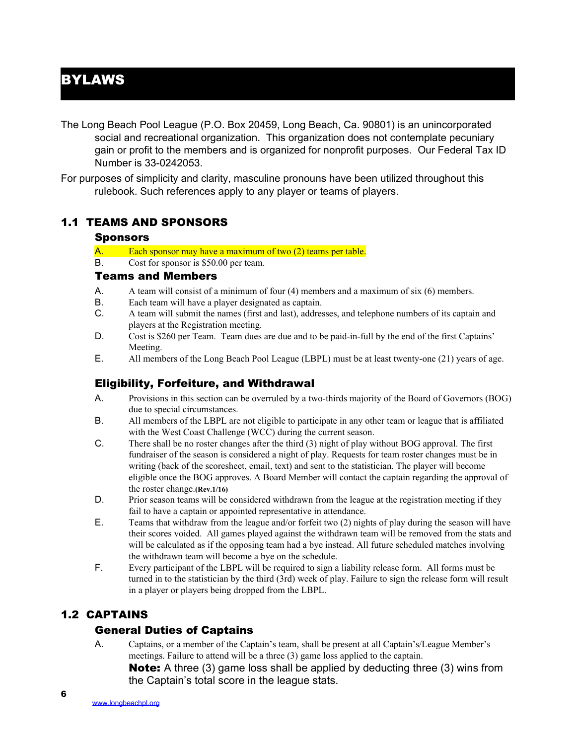# BYLAWS

The Long Beach Pool League (P.O. Box 20459, Long Beach, Ca. 90801) is an unincorporated social and recreational organization. This organization does not contemplate pecuniary gain or profit to the members and is organized for nonprofit purposes. Our Federal Tax ID Number is 33-0242053.

For purposes of simplicity and clarity, masculine pronouns have been utilized throughout this rulebook. Such references apply to any player or teams of players.

## 1.1 TEAMS AND SPONSORS

### Sponsors

A. Each sponsor may have a maximum of two (2) teams per table.

B. Cost for sponsor is $50.00 per team.

### Teams and Members

A. A team will consist of a minimum of four (4) members and a maximum of six (6) members.

B. Each team will have a player designated as captain.

C. A team will submit the names (first and last), addresses, and telephone numbers of its captain and players at the Registration meeting.

D. Cost is $260 per Team. Team dues are due and to be paid-in-full by the end of the first Captains' Meeting.

E. All members of the Long Beach Pool League (LBPL) must be at least twenty-one (21) years of age.

### Eligibility, Forfeiture, and Withdrawal

A. Provisions in this section can be overruled by a two-thirds majority of the Board of Governors (BOG) due to special circumstances.

B. All members of the LBPL are not eligible to participate in any other team or league that is affiliated with the West Coast Challenge (WCC) during the current season.

C. There shall be no roster changes after the third (3) night of play without BOG approval. The first fundraiser of the season is considered a night of play. Requests for team roster changes must be in writing (back of the scoresheet, email, text) and sent to the statistician. The player will become eligible once the BOG approves. A Board Member will contact the captain regarding the approval of the roster change.**(Rev.1/16)**

D. Prior season teams will be considered withdrawn from the league at the registration meeting if they fail to have a captain or appointed representative in attendance.

E. Teams that withdraw from the league and/or forfeit two (2) nights of play during the season will have their scores voided. All games played against the withdrawn team will be removed from the stats and will be calculated as if the opposing team had a bye instead. All future scheduled matches involving the withdrawn team will become a bye on the schedule.

F. Every participant of the LBPL will be required to sign a liability release form. All forms must be turned in to the statistician by the third (3rd) week of play. Failure to sign the release form will result in a player or players being dropped from the LBPL.

## 1.2 CAPTAINS

### General Duties of Captains

A. Captains, or a member of the Captain's team, shall be present at all Captain's/League Member's meetings. Failure to attend will be a three (3) game loss applied to the captain.

**Note:** A three (3) game loss shall be applied by deducting three (3) wins from the Captain's total score in the league stats.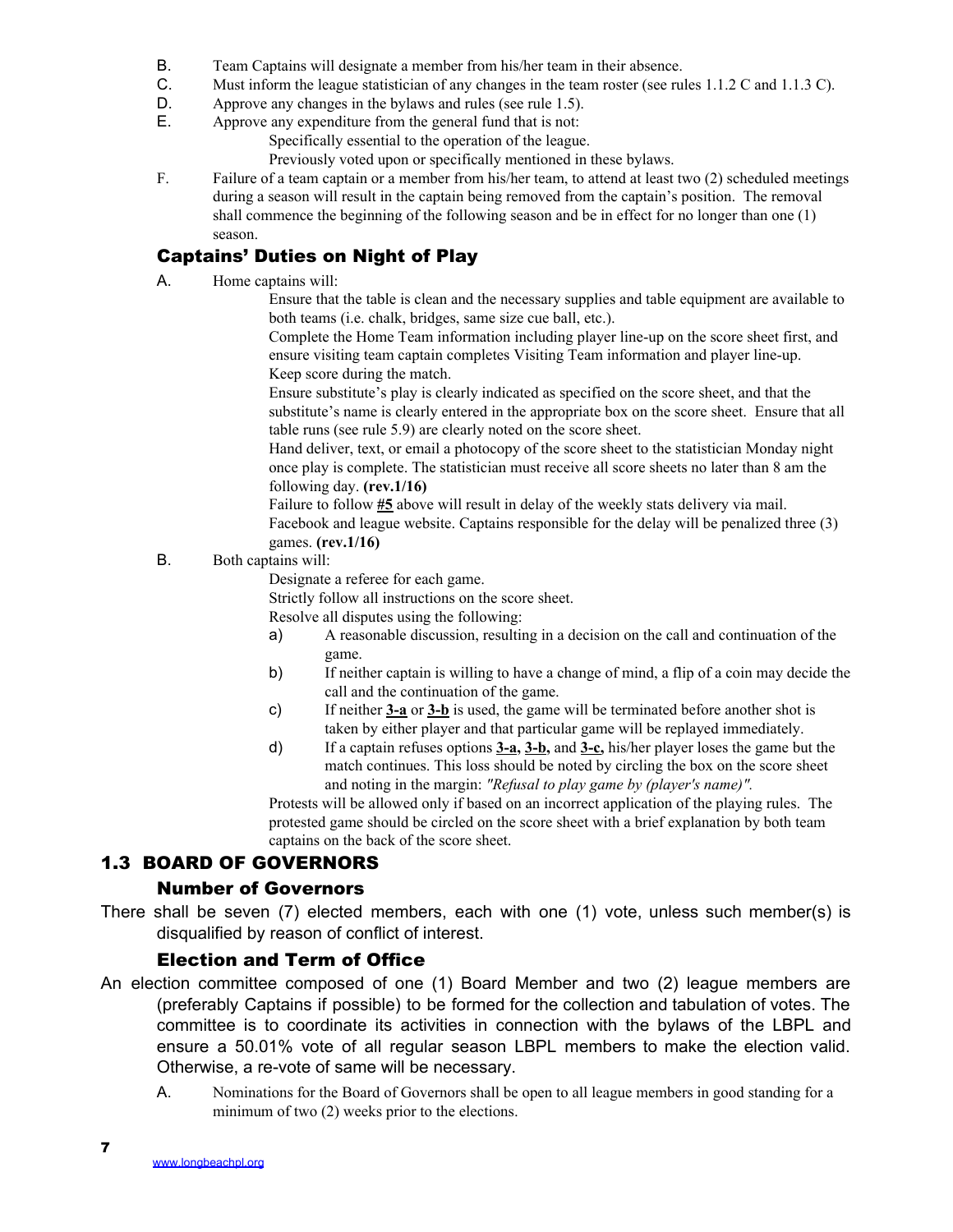B. Team Captains will designate a member from his/her team in their absence.
C. Must inform the league statistician of any changes in the team roster (see rules 1.1.2 C and 1.1.3 C).
D. Approve any changes in the bylaws and rules (see rule 1.5).
E. Approve any expenditure from the general fund that is not:

   Specifically essential to the operation of the league.

   Previously voted upon or specifically mentioned in these bylaws.

F. Failure of a team captain or a member from his/her team, to attend at least two (2) scheduled meetings during a season will result in the captain being removed from the captain's position. The removal shall commence the beginning of the following season and be in effect for no longer than one (1) season.

### Captains' Duties on Night of Play

A. Home captains will:

   Ensure that the table is clean and the necessary supplies and table equipment are available to both teams (i.e. chalk, bridges, same size cue ball, etc.).

   Complete the Home Team information including player line-up on the score sheet first, and ensure visiting team captain completes Visiting Team information and player line-up.

   Keep score during the match.

   Ensure substitute's play is clearly indicated as specified on the score sheet, and that the substitute's name is clearly entered in the appropriate box on the score sheet. Ensure that all table runs (see rule 5.9) are clearly noted on the score sheet.

   Hand deliver, text, or email a photocopy of the score sheet to the statistician Monday night once play is complete. The statistician must receive all score sheets no later than 8 am the following day. **(rev.1/16)**

   Failure to follow **#5** above will result in delay of the weekly stats delivery via mail. Facebook and league website. Captains responsible for the delay will be penalized three (3) games. **(rev.1/16)**

B. Both captains will:

   Designate a referee for each game.

   Strictly follow all instructions on the score sheet.

   Resolve all disputes using the following:

   a) A reasonable discussion, resulting in a decision on the call and continuation of the game.
   b) If neither captain is willing to have a change of mind, a flip of a coin may decide the call and the continuation of the game.
   c) If neither **3-a** or **3-b** is used, the game will be terminated before another shot is taken by either player and that particular game will be replayed immediately.
   d) If a captain refuses options **3-a, 3-b,** and **3-c,** his/her player loses the game but the match continues. This loss should be noted by circling the box on the score sheet and noting in the margin: *"Refusal to play game by (player's name)".*

   Protests will be allowed only if based on an incorrect application of the playing rules. The protested game should be circled on the score sheet with a brief explanation by both team captains on the back of the score sheet.

## 1.3 BOARD OF GOVERNORS

### Number of Governors

There shall be seven (7) elected members, each with one (1) vote, unless such member(s) is disqualified by reason of conflict of interest.

### Election and Term of Office

An election committee composed of one (1) Board Member and two (2) league members are (preferably Captains if possible) to be formed for the collection and tabulation of votes. The committee is to coordinate its activities in connection with the bylaws of the LBPL and ensure a 50.01% vote of all regular season LBPL members to make the election valid. Otherwise, a re-vote of same will be necessary.

A. Nominations for the Board of Governors shall be open to all league members in good standing for a minimum of two (2) weeks prior to the elections.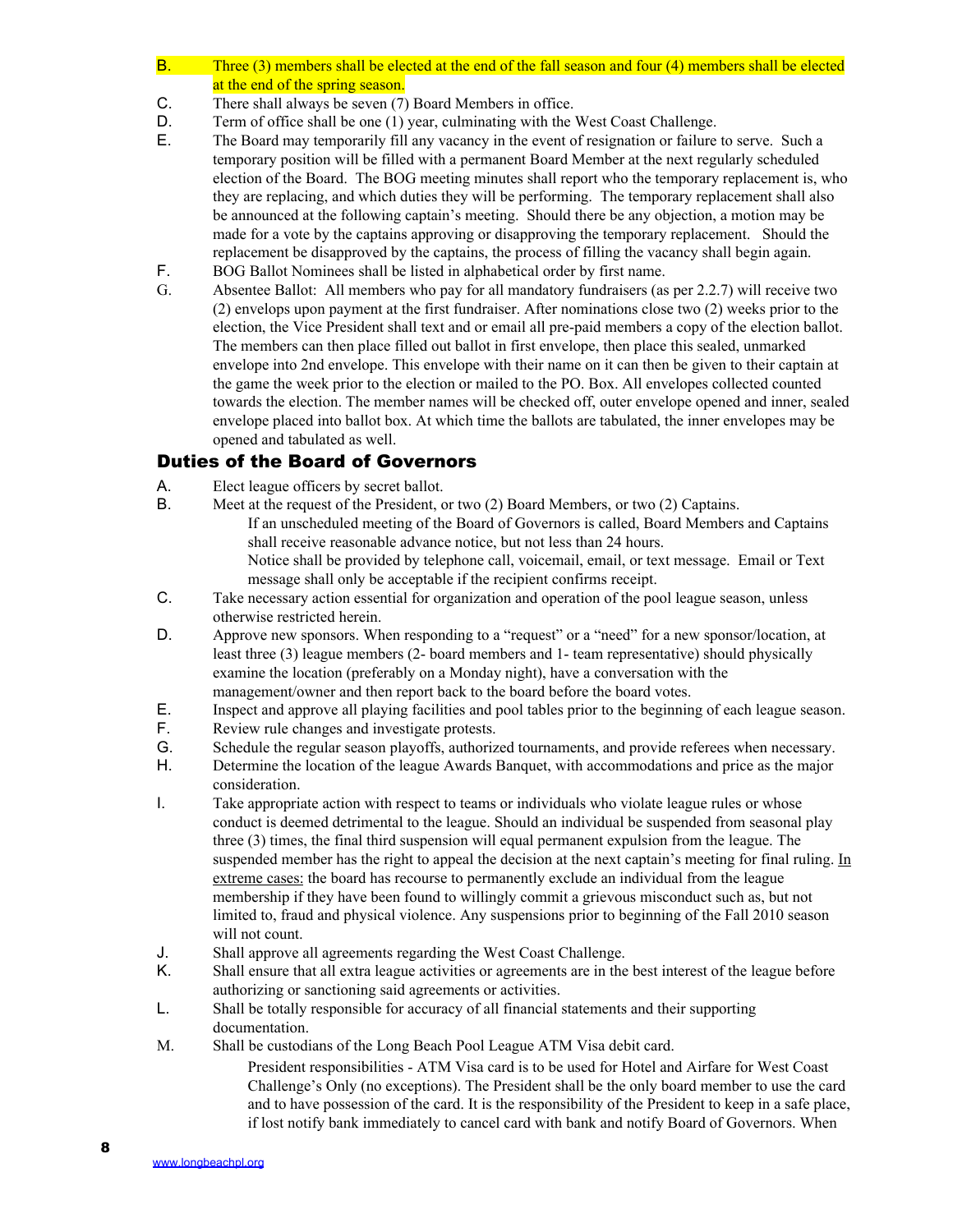B. Three (3) members shall be elected at the end of the fall season and four (4) members shall be elected at the end of the spring season.

C. There shall always be seven (7) Board Members in office.

D. Term of office shall be one (1) year, culminating with the West Coast Challenge.

E. The Board may temporarily fill any vacancy in the event of resignation or failure to serve. Such a temporary position will be filled with a permanent Board Member at the next regularly scheduled election of the Board. The BOG meeting minutes shall report who the temporary replacement is, who they are replacing, and which duties they will be performing. The temporary replacement shall also be announced at the following captain's meeting. Should there be any objection, a motion may be made for a vote by the captains approving or disapproving the temporary replacement. Should the replacement be disapproved by the captains, the process of filling the vacancy shall begin again.

F. BOG Ballot Nominees shall be listed in alphabetical order by first name.

G. Absentee Ballot: All members who pay for all mandatory fundraisers (as per 2.2.7) will receive two (2) envelops upon payment at the first fundraiser. After nominations close two (2) weeks prior to the election, the Vice President shall text and or email all pre-paid members a copy of the election ballot. The members can then place filled out ballot in first envelope, then place this sealed, unmarked envelope into 2nd envelope. This envelope with their name on it can then be given to their captain at the game the week prior to the election or mailed to the PO. Box. All envelopes collected counted towards the election. The member names will be checked off, outer envelope opened and inner, sealed envelope placed into ballot box. At which time the ballots are tabulated, the inner envelopes may be opened and tabulated as well.

## Duties of the Board of Governors

A. Elect league officers by secret ballot.

B. Meet at the request of the President, or two (2) Board Members, or two (2) Captains.

   If an unscheduled meeting of the Board of Governors is called, Board Members and Captains shall receive reasonable advance notice, but not less than 24 hours.

   Notice shall be provided by telephone call, voicemail, email, or text message. Email or Text message shall only be acceptable if the recipient confirms receipt.

C. Take necessary action essential for organization and operation of the pool league season, unless otherwise restricted herein.

D. Approve new sponsors. When responding to a "request" or a "need" for a new sponsor/location, at least three (3) league members (2- board members and 1- team representative) should physically examine the location (preferably on a Monday night), have a conversation with the management/owner and then report back to the board before the board votes.

E. Inspect and approve all playing facilities and pool tables prior to the beginning of each league season.

F. Review rule changes and investigate protests.

G. Schedule the regular season playoffs, authorized tournaments, and provide referees when necessary.

H. Determine the location of the league Awards Banquet, with accommodations and price as the major consideration.

I. Take appropriate action with respect to teams or individuals who violate league rules or whose conduct is deemed detrimental to the league. Should an individual be suspended from seasonal play three (3) times, the final third suspension will equal permanent expulsion from the league. The suspended member has the right to appeal the decision at the next captain's meeting for final ruling. In extreme cases: the board has recourse to permanently exclude an individual from the league membership if they have been found to willingly commit a grievous misconduct such as, but not limited to, fraud and physical violence. Any suspensions prior to beginning of the Fall 2010 season will not count.

J. Shall approve all agreements regarding the West Coast Challenge.

K. Shall ensure that all extra league activities or agreements are in the best interest of the league before authorizing or sanctioning said agreements or activities.

L. Shall be totally responsible for accuracy of all financial statements and their supporting documentation.

M. Shall be custodians of the Long Beach Pool League ATM Visa debit card.

   President responsibilities - ATM Visa card is to be used for Hotel and Airfare for West Coast Challenge's Only (no exceptions). The President shall be the only board member to use the card and to have possession of the card. It is the responsibility of the President to keep in a safe place, if lost notify bank immediately to cancel card with bank and notify Board of Governors. When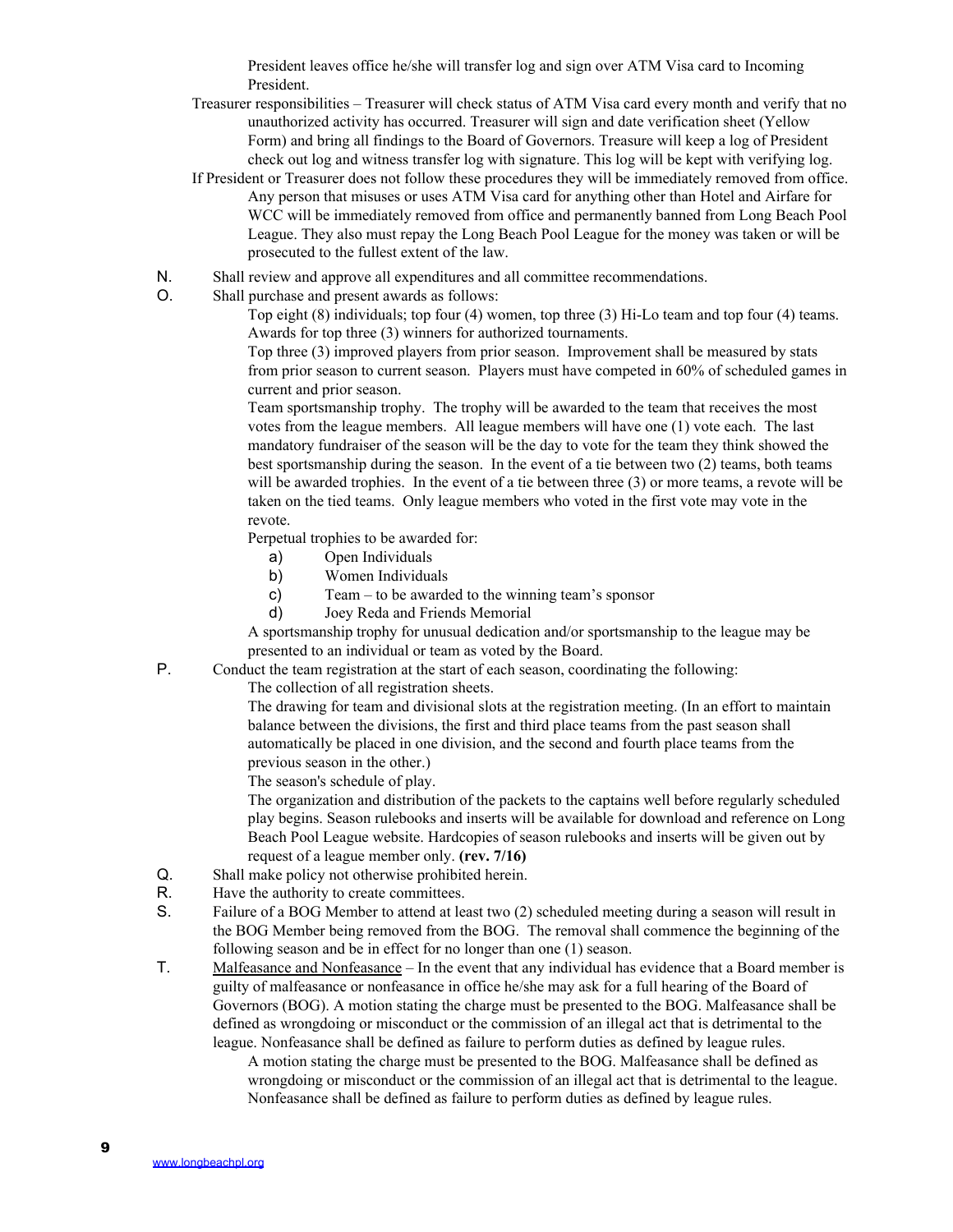President leaves office he/she will transfer log and sign over ATM Visa card to Incoming President.

Treasurer responsibilities – Treasurer will check status of ATM Visa card every month and verify that no unauthorized activity has occurred. Treasurer will sign and date verification sheet (Yellow Form) and bring all findings to the Board of Governors. Treasure will keep a log of President check out log and witness transfer log with signature. This log will be kept with verifying log.

If President or Treasurer does not follow these procedures they will be immediately removed from office. Any person that misuses or uses ATM Visa card for anything other than Hotel and Airfare for WCC will be immediately removed from office and permanently banned from Long Beach Pool League. They also must repay the Long Beach Pool League for the money was taken or will be prosecuted to the fullest extent of the law.

N. Shall review and approve all expenditures and all committee recommendations.

O. Shall purchase and present awards as follows:

Top eight (8) individuals; top four (4) women, top three (3) Hi-Lo team and top four (4) teams. Awards for top three (3) winners for authorized tournaments.

Top three (3) improved players from prior season. Improvement shall be measured by stats from prior season to current season. Players must have competed in 60% of scheduled games in current and prior season.

Team sportsmanship trophy. The trophy will be awarded to the team that receives the most votes from the league members. All league members will have one (1) vote each. The last mandatory fundraiser of the season will be the day to vote for the team they think showed the best sportsmanship during the season. In the event of a tie between two (2) teams, both teams will be awarded trophies. In the event of a tie between three (3) or more teams, a revote will be taken on the tied teams. Only league members who voted in the first vote may vote in the revote.

Perpetual trophies to be awarded for:

a) Open Individuals
b) Women Individuals
c) Team – to be awarded to the winning team's sponsor
d) Joey Reda and Friends Memorial

A sportsmanship trophy for unusual dedication and/or sportsmanship to the league may be presented to an individual or team as voted by the Board.

P. Conduct the team registration at the start of each season, coordinating the following:

The collection of all registration sheets.

The drawing for team and divisional slots at the registration meeting. (In an effort to maintain balance between the divisions, the first and third place teams from the past season shall automatically be placed in one division, and the second and fourth place teams from the previous season in the other.)

The season's schedule of play.

The organization and distribution of the packets to the captains well before regularly scheduled play begins. Season rulebooks and inserts will be available for download and reference on Long Beach Pool League website. Hardcopies of season rulebooks and inserts will be given out by request of a league member only. **(rev. 7/16)**

Q. Shall make policy not otherwise prohibited herein.

R. Have the authority to create committees.

S. Failure of a BOG Member to attend at least two (2) scheduled meeting during a season will result in the BOG Member being removed from the BOG. The removal shall commence the beginning of the following season and be in effect for no longer than one (1) season.

T. <u>Malfeasance and Nonfeasance</u> – In the event that any individual has evidence that a Board member is guilty of malfeasance or nonfeasance in office he/she may ask for a full hearing of the Board of Governors (BOG). A motion stating the charge must be presented to the BOG. Malfeasance shall be defined as wrongdoing or misconduct or the commission of an illegal act that is detrimental to the league. Nonfeasance shall be defined as failure to perform duties as defined by league rules.

A motion stating the charge must be presented to the BOG. Malfeasance shall be defined as wrongdoing or misconduct or the commission of an illegal act that is detrimental to the league. Nonfeasance shall be defined as failure to perform duties as defined by league rules.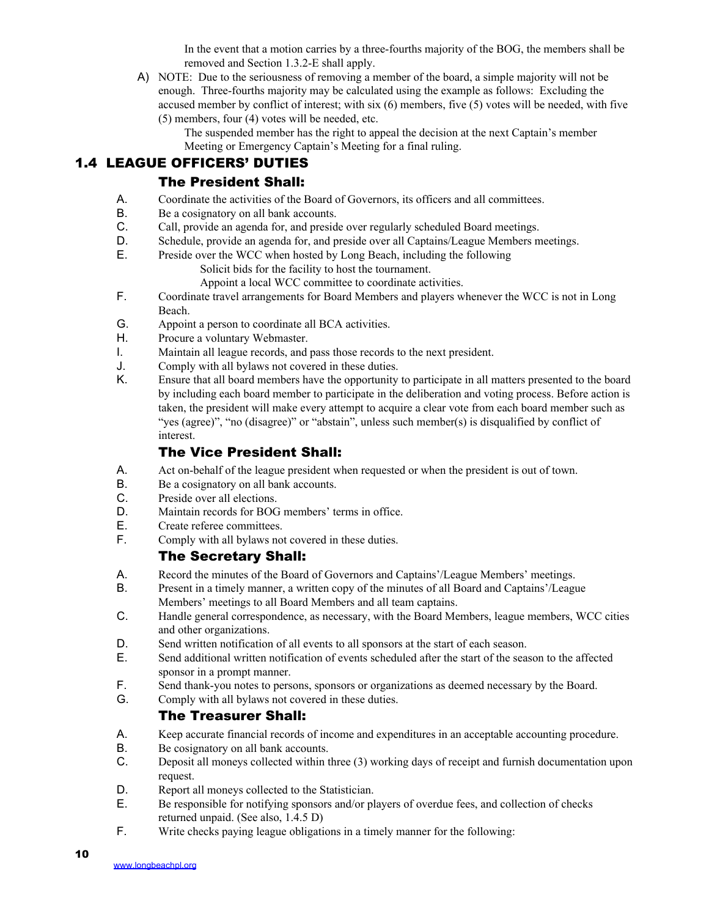In the event that a motion carries by a three-fourths majority of the BOG, the members shall be removed and Section 1.3.2-E shall apply.

A) NOTE: Due to the seriousness of removing a member of the board, a simple majority will not be enough. Three-fourths majority may be calculated using the example as follows: Excluding the accused member by conflict of interest; with six (6) members, five (5) votes will be needed, with five (5) members, four (4) votes will be needed, etc.

The suspended member has the right to appeal the decision at the next Captain's member Meeting or Emergency Captain's Meeting for a final ruling.

## 1.4 LEAGUE OFFICERS' DUTIES

### The President Shall:

A. Coordinate the activities of the Board of Governors, its officers and all committees.
B. Be a cosignatory on all bank accounts.
C. Call, provide an agenda for, and preside over regularly scheduled Board meetings.
D. Schedule, provide an agenda for, and preside over all Captains/League Members meetings.
E. Preside over the WCC when hosted by Long Beach, including the following
  Solicit bids for the facility to host the tournament.
  Appoint a local WCC committee to coordinate activities.
F. Coordinate travel arrangements for Board Members and players whenever the WCC is not in Long Beach.
G. Appoint a person to coordinate all BCA activities.
H. Procure a voluntary Webmaster.
I. Maintain all league records, and pass those records to the next president.
J. Comply with all bylaws not covered in these duties.
K. Ensure that all board members have the opportunity to participate in all matters presented to the board by including each board member to participate in the deliberation and voting process. Before action is taken, the president will make every attempt to acquire a clear vote from each board member such as "yes (agree)", "no (disagree)" or "abstain", unless such member(s) is disqualified by conflict of interest.

### The Vice President Shall:

A. Act on-behalf of the league president when requested or when the president is out of town.
B. Be a cosignatory on all bank accounts.
C. Preside over all elections.
D. Maintain records for BOG members' terms in office.
E. Create referee committees.
F. Comply with all bylaws not covered in these duties.

### The Secretary Shall:

A. Record the minutes of the Board of Governors and Captains'/League Members' meetings.
B. Present in a timely manner, a written copy of the minutes of all Board and Captains'/League Members' meetings to all Board Members and all team captains.
C. Handle general correspondence, as necessary, with the Board Members, league members, WCC cities and other organizations.
D. Send written notification of all events to all sponsors at the start of each season.
E. Send additional written notification of events scheduled after the start of the season to the affected sponsor in a prompt manner.
F. Send thank-you notes to persons, sponsors or organizations as deemed necessary by the Board.
G. Comply with all bylaws not covered in these duties.

### The Treasurer Shall:

A. Keep accurate financial records of income and expenditures in an acceptable accounting procedure.
B. Be cosignatory on all bank accounts.
C. Deposit all moneys collected within three (3) working days of receipt and furnish documentation upon request.
D. Report all moneys collected to the Statistician.
E. Be responsible for notifying sponsors and/or players of overdue fees, and collection of checks returned unpaid. (See also, 1.4.5 D)
F. Write checks paying league obligations in a timely manner for the following: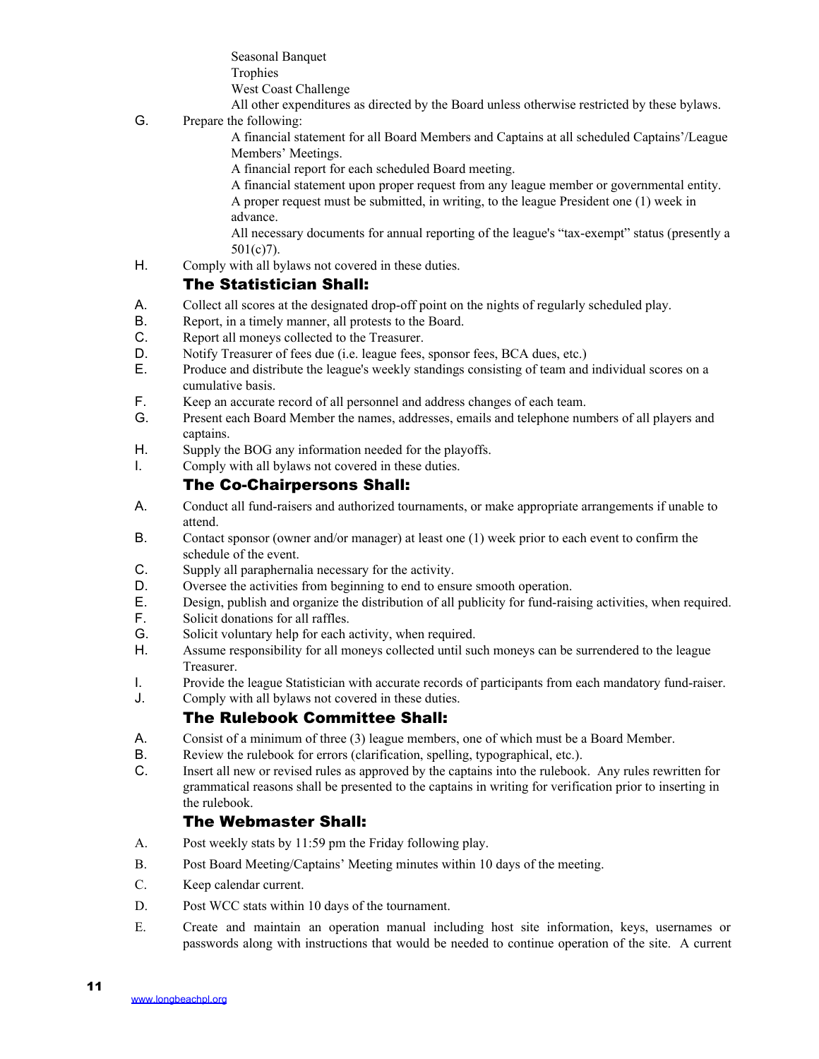Seasonal Banquet
Trophies
West Coast Challenge
All other expenditures as directed by the Board unless otherwise restricted by these bylaws.

G. Prepare the following:

A financial statement for all Board Members and Captains at all scheduled Captains'/League Members' Meetings.
A financial report for each scheduled Board meeting.
A financial statement upon proper request from any league member or governmental entity. A proper request must be submitted, in writing, to the league President one (1) week in advance.
All necessary documents for annual reporting of the league's "tax-exempt" status (presently a 501(c)7).

H. Comply with all bylaws not covered in these duties.

### The Statistician Shall:

A. Collect all scores at the designated drop-off point on the nights of regularly scheduled play.
B. Report, in a timely manner, all protests to the Board.
C. Report all moneys collected to the Treasurer.
D. Notify Treasurer of fees due (i.e. league fees, sponsor fees, BCA dues, etc.)
E. Produce and distribute the league's weekly standings consisting of team and individual scores on a cumulative basis.
F. Keep an accurate record of all personnel and address changes of each team.
G. Present each Board Member the names, addresses, emails and telephone numbers of all players and captains.
H. Supply the BOG any information needed for the playoffs.
I. Comply with all bylaws not covered in these duties.

### The Co-Chairpersons Shall:

A. Conduct all fund-raisers and authorized tournaments, or make appropriate arrangements if unable to attend.
B. Contact sponsor (owner and/or manager) at least one (1) week prior to each event to confirm the schedule of the event.
C. Supply all paraphernalia necessary for the activity.
D. Oversee the activities from beginning to end to ensure smooth operation.
E. Design, publish and organize the distribution of all publicity for fund-raising activities, when required.
F. Solicit donations for all raffles.
G. Solicit voluntary help for each activity, when required.
H. Assume responsibility for all moneys collected until such moneys can be surrendered to the league Treasurer.
I. Provide the league Statistician with accurate records of participants from each mandatory fund-raiser.
J. Comply with all bylaws not covered in these duties.

### The Rulebook Committee Shall:

A. Consist of a minimum of three (3) league members, one of which must be a Board Member.
B. Review the rulebook for errors (clarification, spelling, typographical, etc.).
C. Insert all new or revised rules as approved by the captains into the rulebook. Any rules rewritten for grammatical reasons shall be presented to the captains in writing for verification prior to inserting in the rulebook.

### The Webmaster Shall:

A. Post weekly stats by 11:59 pm the Friday following play.
B. Post Board Meeting/Captains' Meeting minutes within 10 days of the meeting.
C. Keep calendar current.
D. Post WCC stats within 10 days of the tournament.
E. Create and maintain an operation manual including host site information, keys, usernames or passwords along with instructions that would be needed to continue operation of the site. A current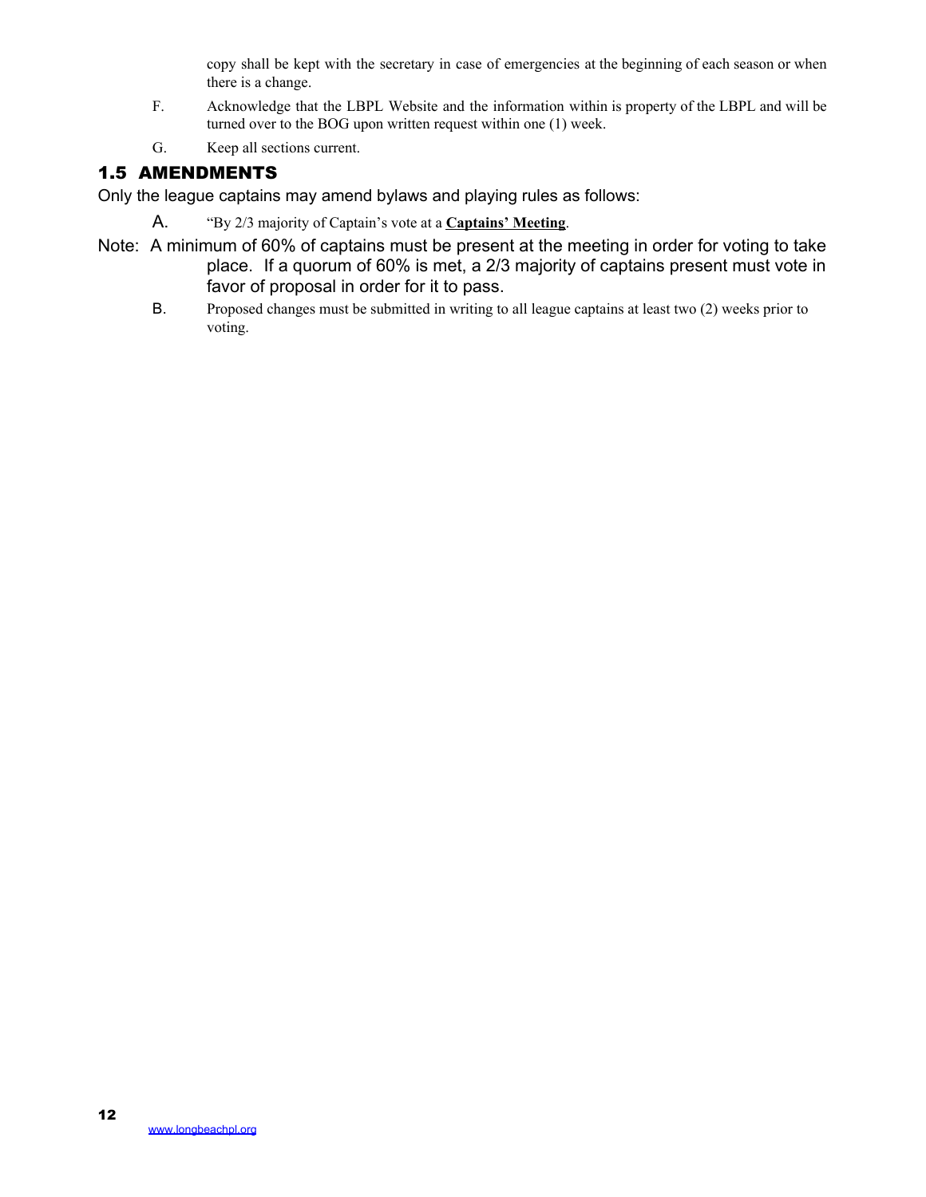copy shall be kept with the secretary in case of emergencies at the beginning of each season or when there is a change.

F. Acknowledge that the LBPL Website and the information within is property of the LBPL and will be turned over to the BOG upon written request within one (1) week.

G. Keep all sections current.

## 1.5 AMENDMENTS

Only the league captains may amend bylaws and playing rules as follows:

A. "By 2/3 majority of Captain's vote at a **<u>Captains' Meeting</u>**.

Note: A minimum of 60% of captains must be present at the meeting in order for voting to take place. If a quorum of 60% is met, a 2/3 majority of captains present must vote in favor of proposal in order for it to pass.

B. Proposed changes must be submitted in writing to all league captains at least two (2) weeks prior to voting.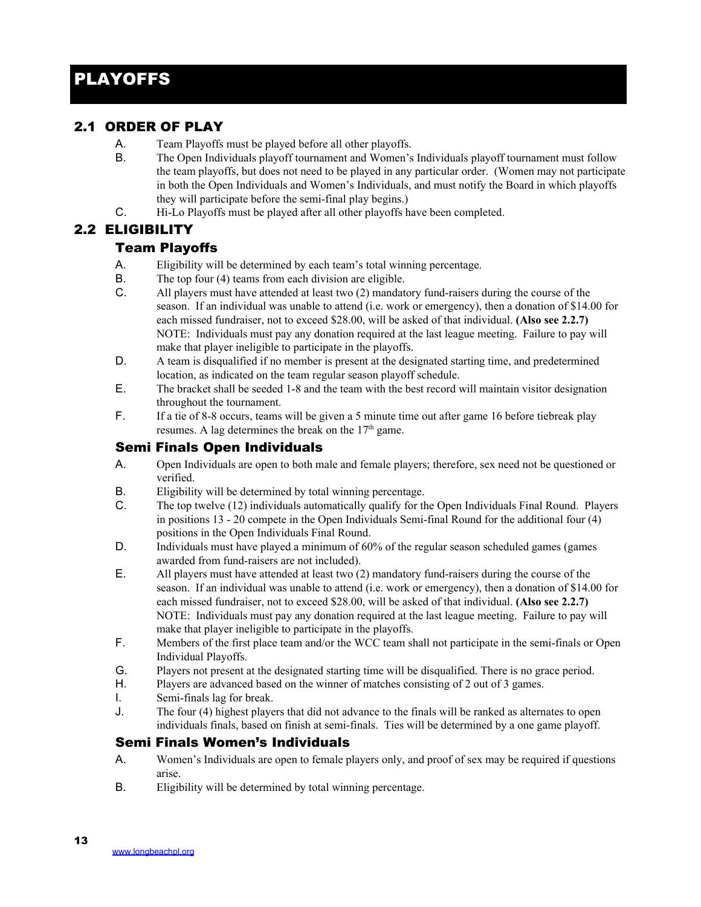# PLAYOFFS

## 2.1 ORDER OF PLAY

A. Team Playoffs must be played before all other playoffs.

B. The Open Individuals playoff tournament and Women's Individuals playoff tournament must follow the team playoffs, but does not need to be played in any particular order. (Women may not participate in both the Open Individuals and Women's Individuals, and must notify the Board in which playoffs they will participate before the semi-final play begins.)

C. Hi-Lo Playoffs must be played after all other playoffs have been completed.

## 2.2 ELIGIBILITY

### Team Playoffs

A. Eligibility will be determined by each team's total winning percentage.

B. The top four (4) teams from each division are eligible.

C. All players must have attended at least two (2) mandatory fund-raisers during the course of the season. If an individual was unable to attend (i.e. work or emergency), then a donation of $14.00 for each missed fundraiser, not to exceed $28.00, will be asked of that individual. **(Also see 2.2.7)** NOTE: Individuals must pay any donation required at the last league meeting. Failure to pay will make that player ineligible to participate in the playoffs.

D. A team is disqualified if no member is present at the designated starting time, and predetermined location, as indicated on the team regular season playoff schedule.

E. The bracket shall be seeded 1-8 and the team with the best record will maintain visitor designation throughout the tournament.

F. If a tie of 8-8 occurs, teams will be given a 5 minute time out after game 16 before tiebreak play resumes. A lag determines the break on the 17th game.

### Semi Finals Open Individuals

A. Open Individuals are open to both male and female players; therefore, sex need not be questioned or verified.

B. Eligibility will be determined by total winning percentage.

C. The top twelve (12) individuals automatically qualify for the Open Individuals Final Round. Players in positions 13 - 20 compete in the Open Individuals Semi-final Round for the additional four (4) positions in the Open Individuals Final Round.

D. Individuals must have played a minimum of 60% of the regular season scheduled games (games awarded from fund-raisers are not included).

E. All players must have attended at least two (2) mandatory fund-raisers during the course of the season. If an individual was unable to attend (i.e. work or emergency), then a donation of $14.00 for each missed fundraiser, not to exceed $28.00, will be asked of that individual. **(Also see 2.2.7)** NOTE: Individuals must pay any donation required at the last league meeting. Failure to pay will make that player ineligible to participate in the playoffs.

F. Members of the first place team and/or the WCC team shall not participate in the semi-finals or Open Individual Playoffs.

G. Players not present at the designated starting time will be disqualified. There is no grace period.

H. Players are advanced based on the winner of matches consisting of 2 out of 3 games.

I. Semi-finals lag for break.

J. The four (4) highest players that did not advance to the finals will be ranked as alternates to open individuals finals, based on finish at semi-finals. Ties will be determined by a one game playoff.

### Semi Finals Women's Individuals

A. Women's Individuals are open to female players only, and proof of sex may be required if questions arise.

B. Eligibility will be determined by total winning percentage.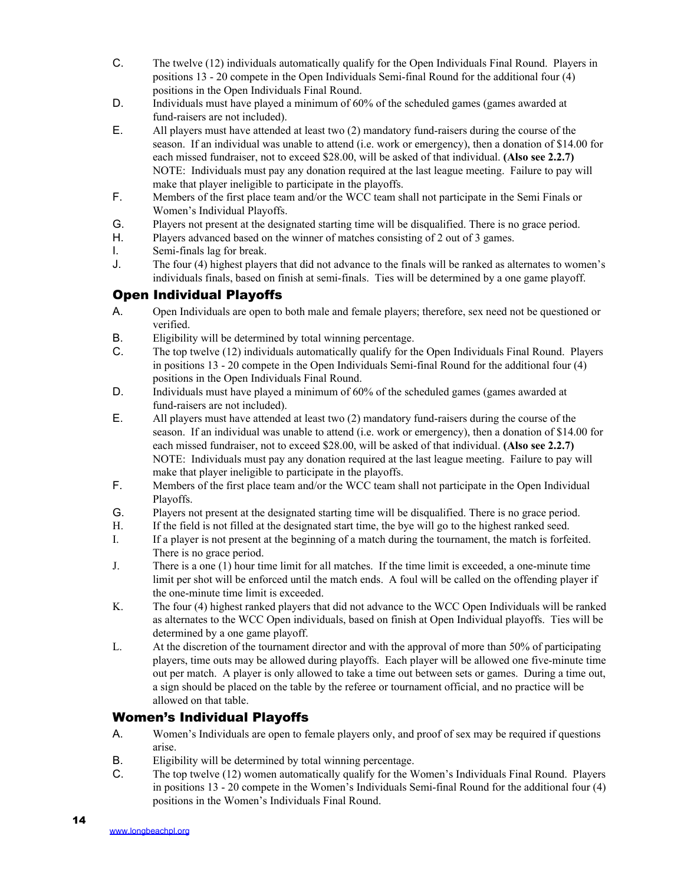C. The twelve (12) individuals automatically qualify for the Open Individuals Final Round. Players in positions 13 - 20 compete in the Open Individuals Semi-final Round for the additional four (4) positions in the Open Individuals Final Round.

D. Individuals must have played a minimum of 60% of the scheduled games (games awarded at fund-raisers are not included).

E. All players must have attended at least two (2) mandatory fund-raisers during the course of the season. If an individual was unable to attend (i.e. work or emergency), then a donation of $14.00 for each missed fundraiser, not to exceed $28.00, will be asked of that individual. **(Also see 2.2.7)** NOTE: Individuals must pay any donation required at the last league meeting. Failure to pay will make that player ineligible to participate in the playoffs.

F. Members of the first place team and/or the WCC team shall not participate in the Semi Finals or Women's Individual Playoffs.

G. Players not present at the designated starting time will be disqualified. There is no grace period.

H. Players advanced based on the winner of matches consisting of 2 out of 3 games.

I. Semi-finals lag for break.

J. The four (4) highest players that did not advance to the finals will be ranked as alternates to women's individuals finals, based on finish at semi-finals. Ties will be determined by a one game playoff.

## Open Individual Playoffs

A. Open Individuals are open to both male and female players; therefore, sex need not be questioned or verified.

B. Eligibility will be determined by total winning percentage.

C. The top twelve (12) individuals automatically qualify for the Open Individuals Final Round. Players in positions 13 - 20 compete in the Open Individuals Semi-final Round for the additional four (4) positions in the Open Individuals Final Round.

D. Individuals must have played a minimum of 60% of the scheduled games (games awarded at fund-raisers are not included).

E. All players must have attended at least two (2) mandatory fund-raisers during the course of the season. If an individual was unable to attend (i.e. work or emergency), then a donation of $14.00 for each missed fundraiser, not to exceed $28.00, will be asked of that individual. **(Also see 2.2.7)** NOTE: Individuals must pay any donation required at the last league meeting. Failure to pay will make that player ineligible to participate in the playoffs.

F. Members of the first place team and/or the WCC team shall not participate in the Open Individual Playoffs.

G. Players not present at the designated starting time will be disqualified. There is no grace period.

H. If the field is not filled at the designated start time, the bye will go to the highest ranked seed.

I. If a player is not present at the beginning of a match during the tournament, the match is forfeited. There is no grace period.

J. There is a one (1) hour time limit for all matches. If the time limit is exceeded, a one-minute time limit per shot will be enforced until the match ends. A foul will be called on the offending player if the one-minute time limit is exceeded.

K. The four (4) highest ranked players that did not advance to the WCC Open Individuals will be ranked as alternates to the WCC Open individuals, based on finish at Open Individual playoffs. Ties will be determined by a one game playoff.

L. At the discretion of the tournament director and with the approval of more than 50% of participating players, time outs may be allowed during playoffs. Each player will be allowed one five-minute time out per match. A player is only allowed to take a time out between sets or games. During a time out, a sign should be placed on the table by the referee or tournament official, and no practice will be allowed on that table.

## Women's Individual Playoffs

A. Women's Individuals are open to female players only, and proof of sex may be required if questions arise.

B. Eligibility will be determined by total winning percentage.

C. The top twelve (12) women automatically qualify for the Women's Individuals Final Round. Players in positions 13 - 20 compete in the Women's Individuals Semi-final Round for the additional four (4) positions in the Women's Individuals Final Round.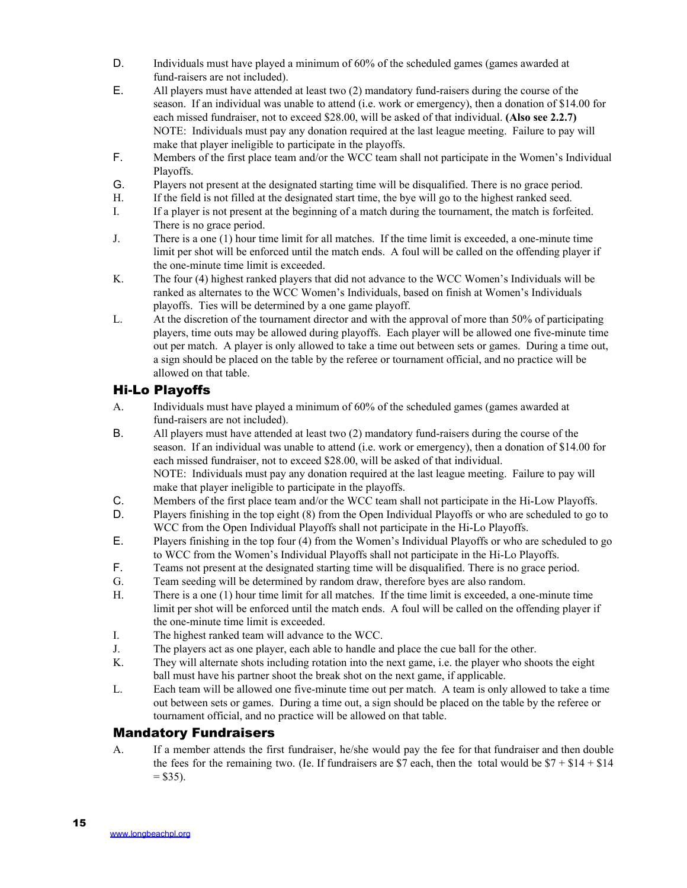D. Individuals must have played a minimum of 60% of the scheduled games (games awarded at fund-raisers are not included).

E. All players must have attended at least two (2) mandatory fund-raisers during the course of the season. If an individual was unable to attend (i.e. work or emergency), then a donation of $14.00 for each missed fundraiser, not to exceed $28.00, will be asked of that individual. **(Also see 2.2.7)**
NOTE: Individuals must pay any donation required at the last league meeting. Failure to pay will make that player ineligible to participate in the playoffs.

F. Members of the first place team and/or the WCC team shall not participate in the Women's Individual Playoffs.

G. Players not present at the designated starting time will be disqualified. There is no grace period.

H. If the field is not filled at the designated start time, the bye will go to the highest ranked seed.

I. If a player is not present at the beginning of a match during the tournament, the match is forfeited. There is no grace period.

J. There is a one (1) hour time limit for all matches. If the time limit is exceeded, a one-minute time limit per shot will be enforced until the match ends. A foul will be called on the offending player if the one-minute time limit is exceeded.

K. The four (4) highest ranked players that did not advance to the WCC Women's Individuals will be ranked as alternates to the WCC Women's Individuals, based on finish at Women's Individuals playoffs. Ties will be determined by a one game playoff.

L. At the discretion of the tournament director and with the approval of more than 50% of participating players, time outs may be allowed during playoffs. Each player will be allowed one five-minute time out per match. A player is only allowed to take a time out between sets or games. During a time out, a sign should be placed on the table by the referee or tournament official, and no practice will be allowed on that table.

## Hi-Lo Playoffs

A. Individuals must have played a minimum of 60% of the scheduled games (games awarded at fund-raisers are not included).

B. All players must have attended at least two (2) mandatory fund-raisers during the course of the season. If an individual was unable to attend (i.e. work or emergency), then a donation of $14.00 for each missed fundraiser, not to exceed $28.00, will be asked of that individual.
NOTE: Individuals must pay any donation required at the last league meeting. Failure to pay will make that player ineligible to participate in the playoffs.

C. Members of the first place team and/or the WCC team shall not participate in the Hi-Low Playoffs.

D. Players finishing in the top eight (8) from the Open Individual Playoffs or who are scheduled to go to WCC from the Open Individual Playoffs shall not participate in the Hi-Lo Playoffs.

E. Players finishing in the top four (4) from the Women's Individual Playoffs or who are scheduled to go to WCC from the Women's Individual Playoffs shall not participate in the Hi-Lo Playoffs.

F. Teams not present at the designated starting time will be disqualified. There is no grace period.

G. Team seeding will be determined by random draw, therefore byes are also random.

H. There is a one (1) hour time limit for all matches. If the time limit is exceeded, a one-minute time limit per shot will be enforced until the match ends. A foul will be called on the offending player if the one-minute time limit is exceeded.

I. The highest ranked team will advance to the WCC.

J. The players act as one player, each able to handle and place the cue ball for the other.

K. They will alternate shots including rotation into the next game, i.e. the player who shoots the eight ball must have his partner shoot the break shot on the next game, if applicable.

L. Each team will be allowed one five-minute time out per match. A team is only allowed to take a time out between sets or games. During a time out, a sign should be placed on the table by the referee or tournament official, and no practice will be allowed on that table.

## Mandatory Fundraisers

A. If a member attends the first fundraiser, he/she would pay the fee for that fundraiser and then double the fees for the remaining two. (Ie. If fundraisers are $7 each, then the total would be $7 + $14 + $14 = $35).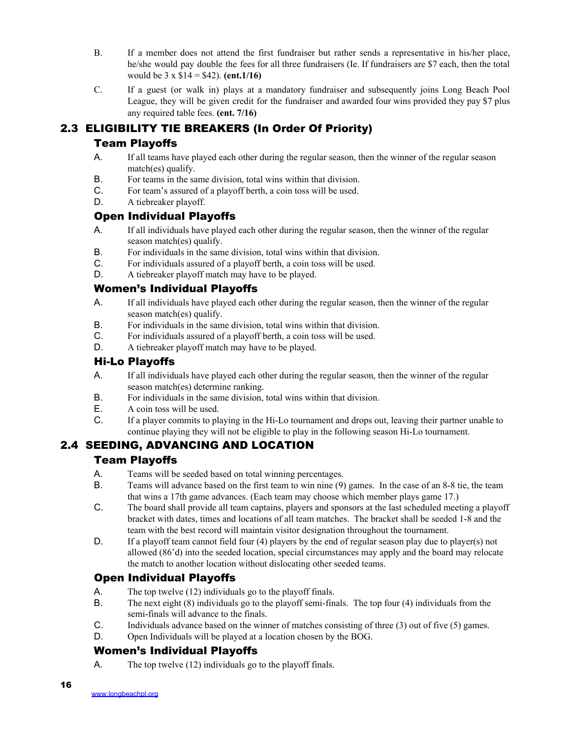B. If a member does not attend the first fundraiser but rather sends a representative in his/her place, he/she would pay double the fees for all three fundraisers (Ie. If fundraisers are $7 each, then the total would be 3 x $14 = $42). **(ent.1/16)**

C. If a guest (or walk in) plays at a mandatory fundraiser and subsequently joins Long Beach Pool League, they will be given credit for the fundraiser and awarded four wins provided they pay $7 plus any required table fees. **(ent. 7/16)**

## 2.3 ELIGIBILITY TIE BREAKERS (In Order Of Priority)

### Team Playoffs

A. If all teams have played each other during the regular season, then the winner of the regular season match(es) qualify.

B. For teams in the same division, total wins within that division.

C. For team's assured of a playoff berth, a coin toss will be used.

D. A tiebreaker playoff.

### Open Individual Playoffs

A. If all individuals have played each other during the regular season, then the winner of the regular season match(es) qualify.

B. For individuals in the same division, total wins within that division.

C. For individuals assured of a playoff berth, a coin toss will be used.

D. A tiebreaker playoff match may have to be played.

### Women's Individual Playoffs

A. If all individuals have played each other during the regular season, then the winner of the regular season match(es) qualify.

B. For individuals in the same division, total wins within that division.

C. For individuals assured of a playoff berth, a coin toss will be used.

D. A tiebreaker playoff match may have to be played.

### Hi-Lo Playoffs

A. If all individuals have played each other during the regular season, then the winner of the regular season match(es) determine ranking.

B. For individuals in the same division, total wins within that division.

E. A coin toss will be used.

C. If a player commits to playing in the Hi-Lo tournament and drops out, leaving their partner unable to continue playing they will not be eligible to play in the following season Hi-Lo tournament.

## 2.4 SEEDING, ADVANCING AND LOCATION

### Team Playoffs

A. Teams will be seeded based on total winning percentages.

B. Teams will advance based on the first team to win nine (9) games. In the case of an 8-8 tie, the team that wins a 17th game advances. (Each team may choose which member plays game 17.)

C. The board shall provide all team captains, players and sponsors at the last scheduled meeting a playoff bracket with dates, times and locations of all team matches. The bracket shall be seeded 1-8 and the team with the best record will maintain visitor designation throughout the tournament.

D. If a playoff team cannot field four (4) players by the end of regular season play due to player(s) not allowed (86'd) into the seeded location, special circumstances may apply and the board may relocate the match to another location without dislocating other seeded teams.

### Open Individual Playoffs

A. The top twelve (12) individuals go to the playoff finals.

B. The next eight (8) individuals go to the playoff semi-finals. The top four (4) individuals from the semi-finals will advance to the finals.

C. Individuals advance based on the winner of matches consisting of three (3) out of five (5) games.

D. Open Individuals will be played at a location chosen by the BOG.

### Women's Individual Playoffs

A. The top twelve (12) individuals go to the playoff finals.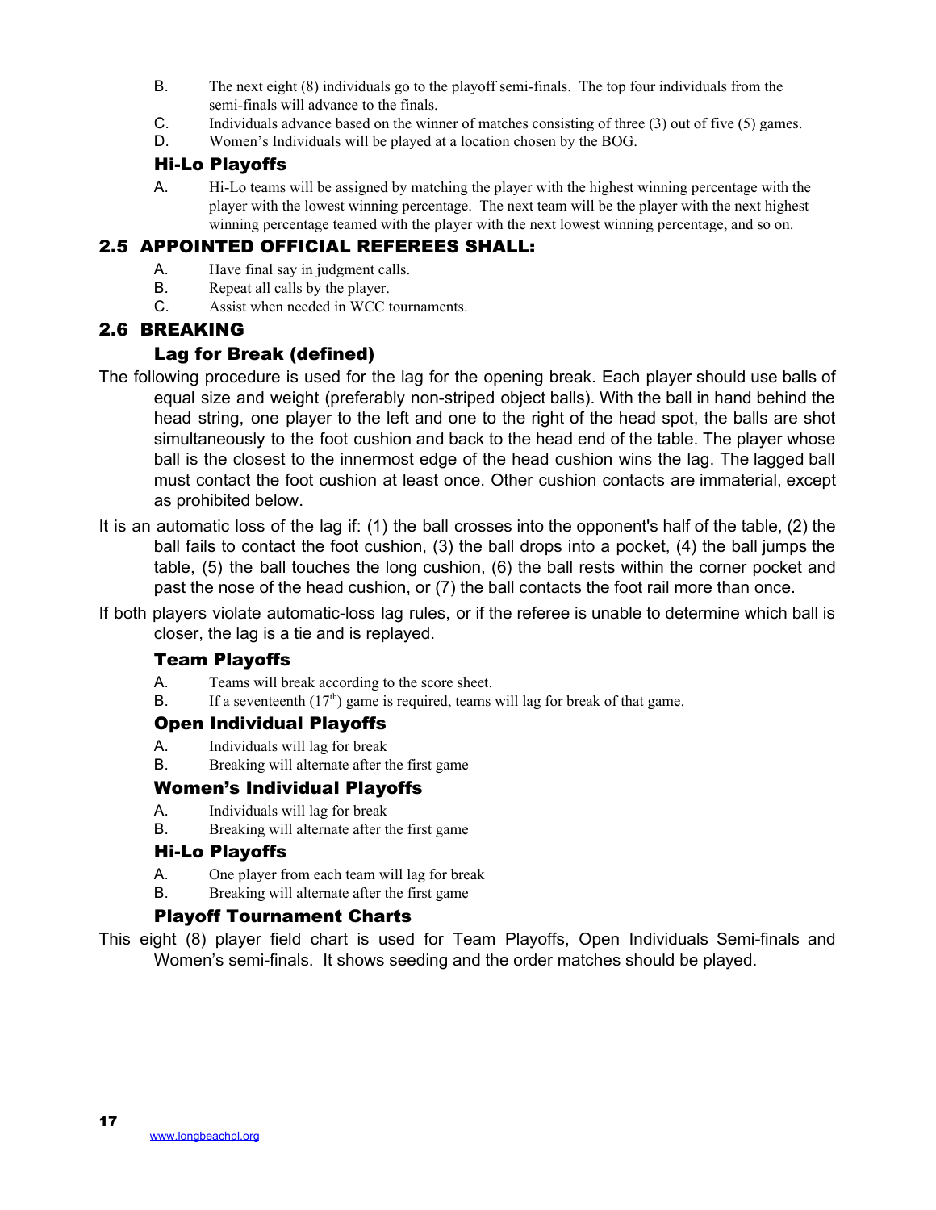B. The next eight (8) individuals go to the playoff semi-finals. The top four individuals from the semi-finals will advance to the finals.

C. Individuals advance based on the winner of matches consisting of three (3) out of five (5) games.

D. Women's Individuals will be played at a location chosen by the BOG.

### Hi-Lo Playoffs

A. Hi-Lo teams will be assigned by matching the player with the highest winning percentage with the player with the lowest winning percentage. The next team will be the player with the next highest winning percentage teamed with the player with the next lowest winning percentage, and so on.

## 2.5 APPOINTED OFFICIAL REFEREES SHALL:

A. Have final say in judgment calls.

B. Repeat all calls by the player.

C. Assist when needed in WCC tournaments.

## 2.6 BREAKING

### Lag for Break (defined)

The following procedure is used for the lag for the opening break. Each player should use balls of equal size and weight (preferably non-striped object balls). With the ball in hand behind the head string, one player to the left and one to the right of the head spot, the balls are shot simultaneously to the foot cushion and back to the head end of the table. The player whose ball is the closest to the innermost edge of the head cushion wins the lag. The lagged ball must contact the foot cushion at least once. Other cushion contacts are immaterial, except as prohibited below.

It is an automatic loss of the lag if: (1) the ball crosses into the opponent's half of the table, (2) the ball fails to contact the foot cushion, (3) the ball drops into a pocket, (4) the ball jumps the table, (5) the ball touches the long cushion, (6) the ball rests within the corner pocket and past the nose of the head cushion, or (7) the ball contacts the foot rail more than once.

If both players violate automatic-loss lag rules, or if the referee is unable to determine which ball is closer, the lag is a tie and is replayed.

### Team Playoffs

A. Teams will break according to the score sheet.

B. If a seventeenth (17th) game is required, teams will lag for break of that game.

### Open Individual Playoffs

A. Individuals will lag for break

B. Breaking will alternate after the first game

### Women's Individual Playoffs

A. Individuals will lag for break

B. Breaking will alternate after the first game

### Hi-Lo Playoffs

A. One player from each team will lag for break

B. Breaking will alternate after the first game

### Playoff Tournament Charts

This eight (8) player field chart is used for Team Playoffs, Open Individuals Semi-finals and Women's semi-finals. It shows seeding and the order matches should be played.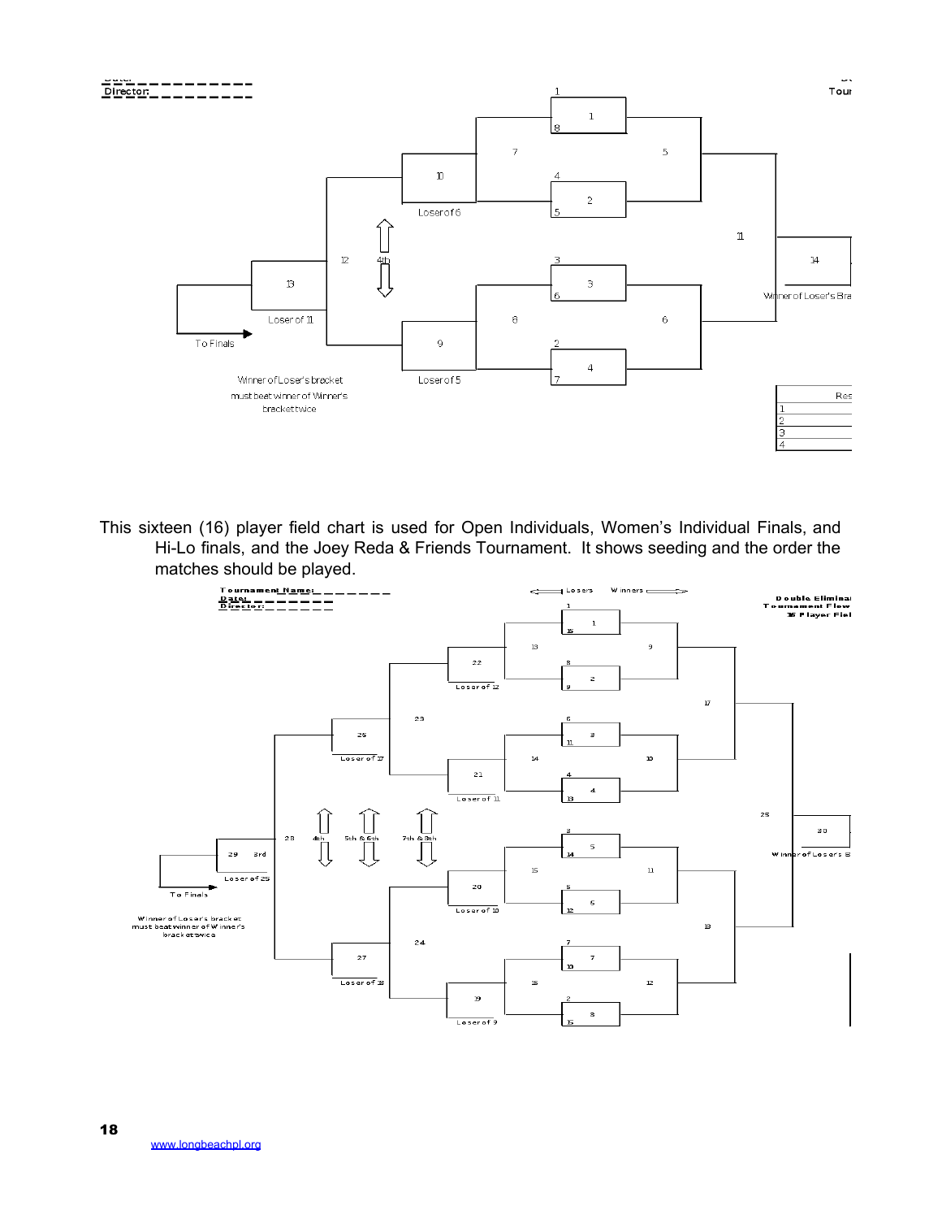Director:

| 1 |
|---|

8 | 1 | 7 | 5 | 10 | Loser of 6

4 | 2 | 5

12 | 4th | 11 | 14 | Winner of Loser's Bra

13 | Loser of 11 | To Finals

3 | 3 | 6 | 8 | 6

9 | Loser of 5 | 2 | 4 | 7

Winner of Loser's bracket must beat winner of Winner's bracket twice

| Res |
|---|
| 1 |
| 2 |
| 3 |
| 4 |

This sixteen (16) player field chart is used for Open Individuals, Women's Individual Finals, and Hi-Lo finals, and the Joey Reda & Friends Tournament. It shows seeding and the order the matches should be played.

Tournament Name:
Date:
Director:

Losers | Winners

Double Elimina
Tournament Flow
16 Player Fiel

1 | 16 | 1 | 13 | 9 | 22 | Loser of 12 | 8 | 9 | 2

17 | 23 | 25 | Loser of 17

6 | 11 | 3 | 14 | 10 | 21 | Loser of 11 | 4 | 13 | 4

25 | 30 | Winner of Losers B

29 | 3rd | 28 | 4th | 5th & 6th | 7th & 8th | Loser of 25 | To Finals

Winner of Loser's bracket must beat winner of Winner's bracket twice

3 | 14 | 5 | 15 | 11 | 20 | Loser of 10 | 5 | 12 | 6

18 | 24 | 27 | Loser of 18

7 | 10 | 7 | 16 | 12 | 19 | Loser of 9 | 2 | 15 | 8

www.longbeachpl.org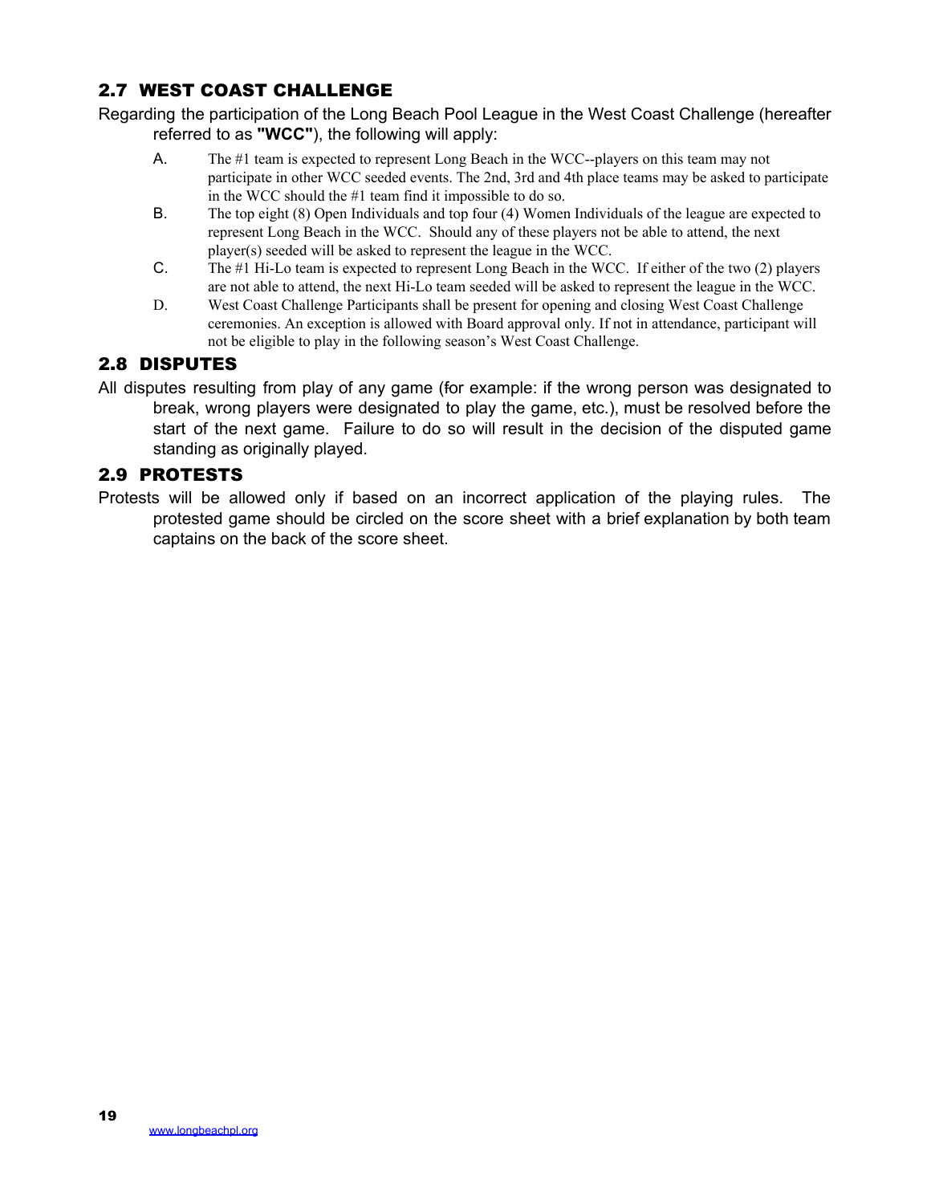## 2.7 WEST COAST CHALLENGE

Regarding the participation of the Long Beach Pool League in the West Coast Challenge (hereafter referred to as **"WCC"**), the following will apply:

A. The #1 team is expected to represent Long Beach in the WCC--players on this team may not participate in other WCC seeded events. The 2nd, 3rd and 4th place teams may be asked to participate in the WCC should the #1 team find it impossible to do so.

B. The top eight (8) Open Individuals and top four (4) Women Individuals of the league are expected to represent Long Beach in the WCC. Should any of these players not be able to attend, the next player(s) seeded will be asked to represent the league in the WCC.

C. The #1 Hi-Lo team is expected to represent Long Beach in the WCC. If either of the two (2) players are not able to attend, the next Hi-Lo team seeded will be asked to represent the league in the WCC.

D. West Coast Challenge Participants shall be present for opening and closing West Coast Challenge ceremonies. An exception is allowed with Board approval only. If not in attendance, participant will not be eligible to play in the following season's West Coast Challenge.

## 2.8 DISPUTES

All disputes resulting from play of any game (for example: if the wrong person was designated to break, wrong players were designated to play the game, etc.), must be resolved before the start of the next game. Failure to do so will result in the decision of the disputed game standing as originally played.

## 2.9 PROTESTS

Protests will be allowed only if based on an incorrect application of the playing rules. The protested game should be circled on the score sheet with a brief explanation by both team captains on the back of the score sheet.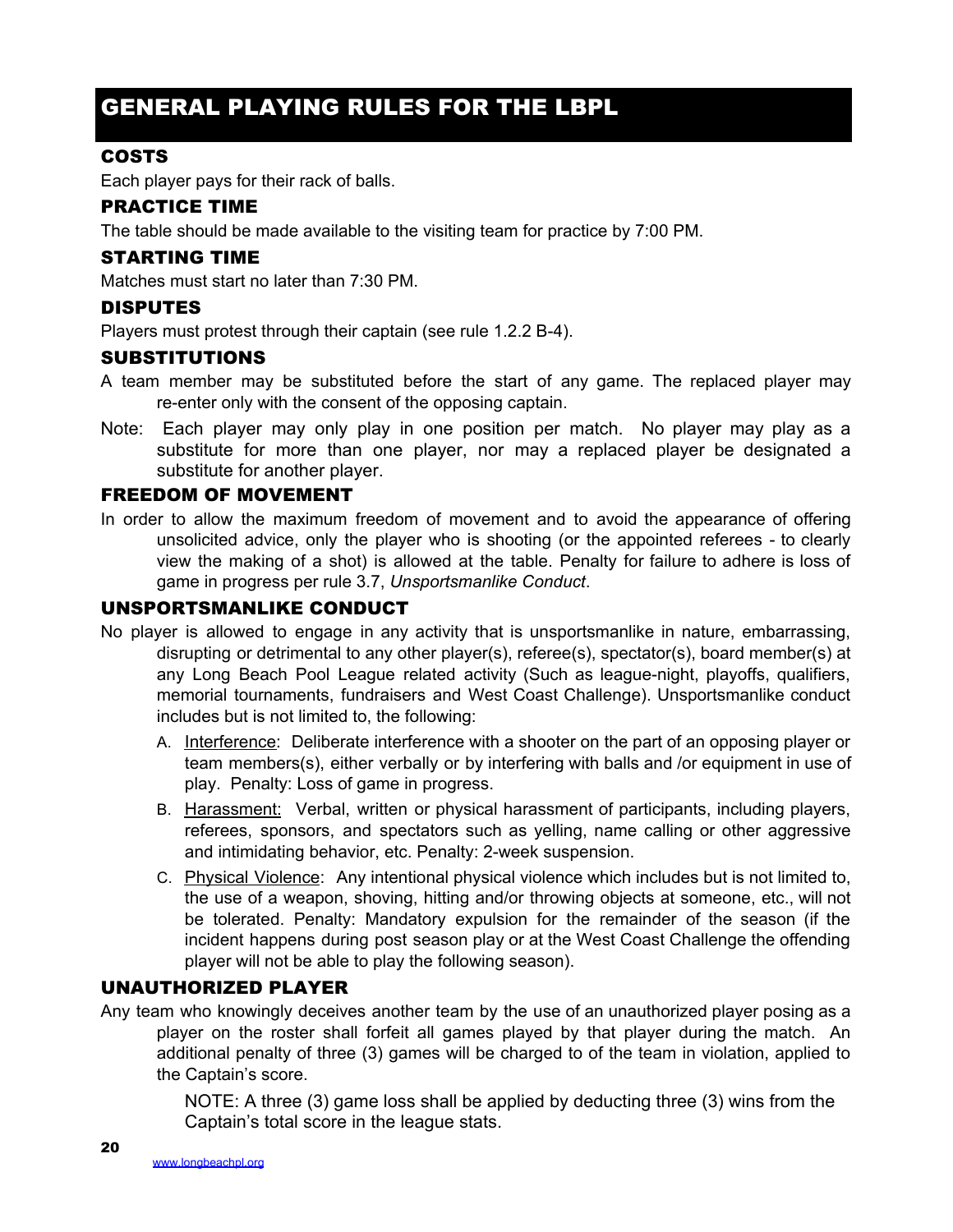# GENERAL PLAYING RULES FOR THE LBPL

## COSTS

Each player pays for their rack of balls.

## PRACTICE TIME

The table should be made available to the visiting team for practice by 7:00 PM.

## STARTING TIME

Matches must start no later than 7:30 PM.

## DISPUTES

Players must protest through their captain (see rule 1.2.2 B-4).

## SUBSTITUTIONS

A team member may be substituted before the start of any game. The replaced player may re-enter only with the consent of the opposing captain.

Note: Each player may only play in one position per match. No player may play as a substitute for more than one player, nor may a replaced player be designated a substitute for another player.

## FREEDOM OF MOVEMENT

In order to allow the maximum freedom of movement and to avoid the appearance of offering unsolicited advice, only the player who is shooting (or the appointed referees - to clearly view the making of a shot) is allowed at the table. Penalty for failure to adhere is loss of game in progress per rule 3.7, *Unsportsmanlike Conduct*.

## UNSPORTSMANLIKE CONDUCT

No player is allowed to engage in any activity that is unsportsmanlike in nature, embarrassing, disrupting or detrimental to any other player(s), referee(s), spectator(s), board member(s) at any Long Beach Pool League related activity (Such as league-night, playoffs, qualifiers, memorial tournaments, fundraisers and West Coast Challenge). Unsportsmanlike conduct includes but is not limited to, the following:

A. Interference: Deliberate interference with a shooter on the part of an opposing player or team members(s), either verbally or by interfering with balls and /or equipment in use of play. Penalty: Loss of game in progress.

B. Harassment: Verbal, written or physical harassment of participants, including players, referees, sponsors, and spectators such as yelling, name calling or other aggressive and intimidating behavior, etc. Penalty: 2-week suspension.

C. Physical Violence: Any intentional physical violence which includes but is not limited to, the use of a weapon, shoving, hitting and/or throwing objects at someone, etc., will not be tolerated. Penalty: Mandatory expulsion for the remainder of the season (if the incident happens during post season play or at the West Coast Challenge the offending player will not be able to play the following season).

## UNAUTHORIZED PLAYER

Any team who knowingly deceives another team by the use of an unauthorized player posing as a player on the roster shall forfeit all games played by that player during the match. An additional penalty of three (3) games will be charged to of the team in violation, applied to the Captain's score.

NOTE: A three (3) game loss shall be applied by deducting three (3) wins from the Captain's total score in the league stats.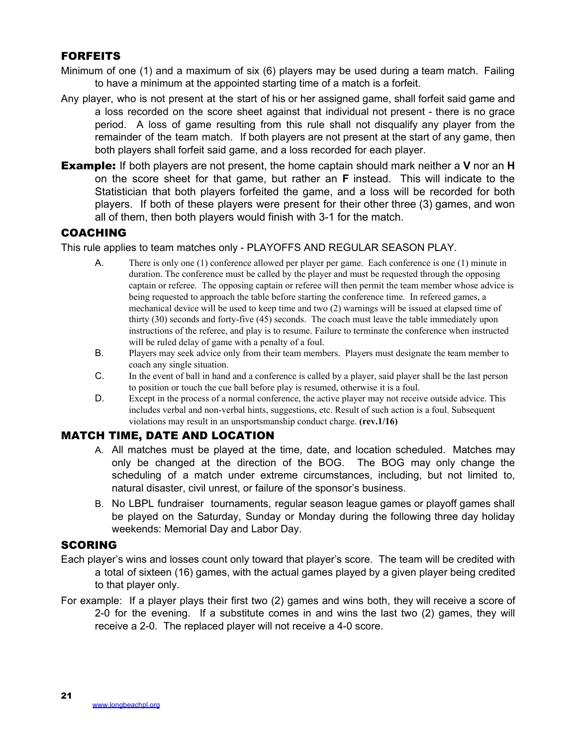## FORFEITS

Minimum of one (1) and a maximum of six (6) players may be used during a team match. Failing to have a minimum at the appointed starting time of a match is a forfeit.

Any player, who is not present at the start of his or her assigned game, shall forfeit said game and a loss recorded on the score sheet against that individual not present - there is no grace period. A loss of game resulting from this rule shall not disqualify any player from the remainder of the team match. If both players are not present at the start of any game, then both players shall forfeit said game, and a loss recorded for each player.

**Example:** If both players are not present, the home captain should mark neither a **V** nor an **H** on the score sheet for that game, but rather an **F** instead. This will indicate to the Statistician that both players forfeited the game, and a loss will be recorded for both players. If both of these players were present for their other three (3) games, and won all of them, then both players would finish with 3-1 for the match.

## COACHING

This rule applies to team matches only - PLAYOFFS AND REGULAR SEASON PLAY.

A. There is only one (1) conference allowed per player per game. Each conference is one (1) minute in duration. The conference must be called by the player and must be requested through the opposing captain or referee. The opposing captain or referee will then permit the team member whose advice is being requested to approach the table before starting the conference time. In refereed games, a mechanical device will be used to keep time and two (2) warnings will be issued at elapsed time of thirty (30) seconds and forty-five (45) seconds. The coach must leave the table immediately upon instructions of the referee, and play is to resume. Failure to terminate the conference when instructed will be ruled delay of game with a penalty of a foul.

B. Players may seek advice only from their team members. Players must designate the team member to coach any single situation.

C. In the event of ball in hand and a conference is called by a player, said player shall be the last person to position or touch the cue ball before play is resumed, otherwise it is a foul.

D. Except in the process of a normal conference, the active player may not receive outside advice. This includes verbal and non-verbal hints, suggestions, etc. Result of such action is a foul. Subsequent violations may result in an unsportsmanship conduct charge. **(rev.1/16)**

## MATCH TIME, DATE AND LOCATION

A. All matches must be played at the time, date, and location scheduled. Matches may only be changed at the direction of the BOG. The BOG may only change the scheduling of a match under extreme circumstances, including, but not limited to, natural disaster, civil unrest, or failure of the sponsor's business.

B. No LBPL fundraiser tournaments, regular season league games or playoff games shall be played on the Saturday, Sunday or Monday during the following three day holiday weekends: Memorial Day and Labor Day.

## SCORING

Each player's wins and losses count only toward that player's score. The team will be credited with a total of sixteen (16) games, with the actual games played by a given player being credited to that player only.

For example: If a player plays their first two (2) games and wins both, they will receive a score of 2-0 for the evening. If a substitute comes in and wins the last two (2) games, they will receive a 2-0. The replaced player will not receive a 4-0 score.

www.longbeachpl.org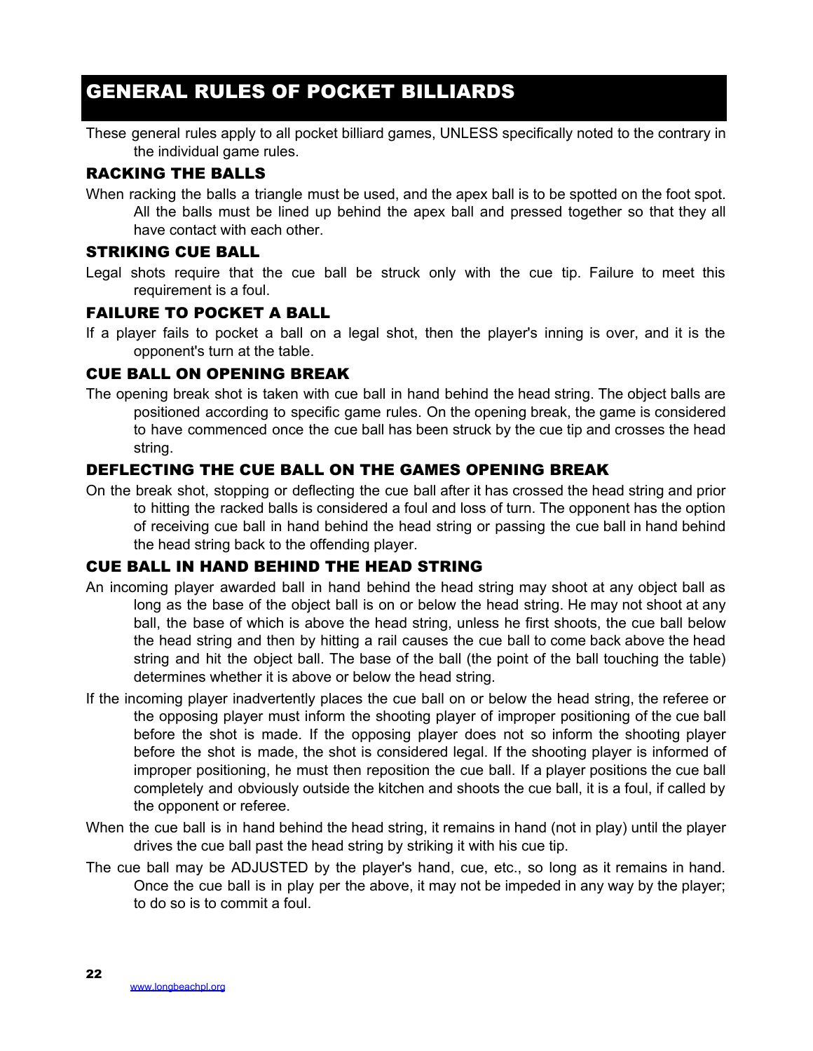# GENERAL RULES OF POCKET BILLIARDS

These general rules apply to all pocket billiard games, UNLESS specifically noted to the contrary in the individual game rules.

## RACKING THE BALLS

When racking the balls a triangle must be used, and the apex ball is to be spotted on the foot spot. All the balls must be lined up behind the apex ball and pressed together so that they all have contact with each other.

## STRIKING CUE BALL

Legal shots require that the cue ball be struck only with the cue tip. Failure to meet this requirement is a foul.

## FAILURE TO POCKET A BALL

If a player fails to pocket a ball on a legal shot, then the player's inning is over, and it is the opponent's turn at the table.

## CUE BALL ON OPENING BREAK

The opening break shot is taken with cue ball in hand behind the head string. The object balls are positioned according to specific game rules. On the opening break, the game is considered to have commenced once the cue ball has been struck by the cue tip and crosses the head string.

## DEFLECTING THE CUE BALL ON THE GAMES OPENING BREAK

On the break shot, stopping or deflecting the cue ball after it has crossed the head string and prior to hitting the racked balls is considered a foul and loss of turn. The opponent has the option of receiving cue ball in hand behind the head string or passing the cue ball in hand behind the head string back to the offending player.

## CUE BALL IN HAND BEHIND THE HEAD STRING

An incoming player awarded ball in hand behind the head string may shoot at any object ball as long as the base of the object ball is on or below the head string. He may not shoot at any ball, the base of which is above the head string, unless he first shoots, the cue ball below the head string and then by hitting a rail causes the cue ball to come back above the head string and hit the object ball. The base of the ball (the point of the ball touching the table) determines whether it is above or below the head string.

If the incoming player inadvertently places the cue ball on or below the head string, the referee or the opposing player must inform the shooting player of improper positioning of the cue ball before the shot is made. If the opposing player does not so inform the shooting player before the shot is made, the shot is considered legal. If the shooting player is informed of improper positioning, he must then reposition the cue ball. If a player positions the cue ball completely and obviously outside the kitchen and shoots the cue ball, it is a foul, if called by the opponent or referee.

When the cue ball is in hand behind the head string, it remains in hand (not in play) until the player drives the cue ball past the head string by striking it with his cue tip.

The cue ball may be ADJUSTED by the player's hand, cue, etc., so long as it remains in hand. Once the cue ball is in play per the above, it may not be impeded in any way by the player; to do so is to commit a foul.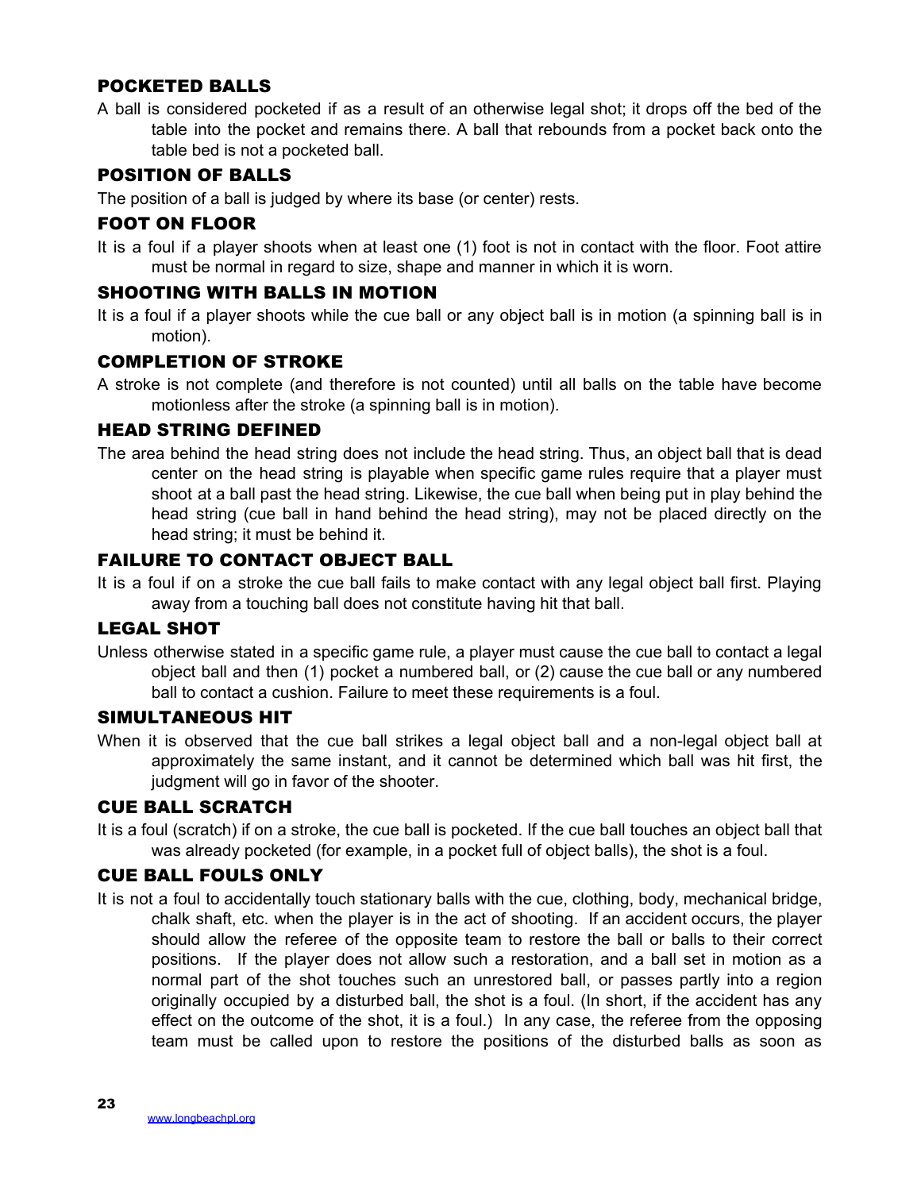## POCKETED BALLS

A ball is considered pocketed if as a result of an otherwise legal shot; it drops off the bed of the table into the pocket and remains there. A ball that rebounds from a pocket back onto the table bed is not a pocketed ball.

## POSITION OF BALLS

The position of a ball is judged by where its base (or center) rests.

## FOOT ON FLOOR

It is a foul if a player shoots when at least one (1) foot is not in contact with the floor. Foot attire must be normal in regard to size, shape and manner in which it is worn.

## SHOOTING WITH BALLS IN MOTION

It is a foul if a player shoots while the cue ball or any object ball is in motion (a spinning ball is in motion).

## COMPLETION OF STROKE

A stroke is not complete (and therefore is not counted) until all balls on the table have become motionless after the stroke (a spinning ball is in motion).

## HEAD STRING DEFINED

The area behind the head string does not include the head string. Thus, an object ball that is dead center on the head string is playable when specific game rules require that a player must shoot at a ball past the head string. Likewise, the cue ball when being put in play behind the head string (cue ball in hand behind the head string), may not be placed directly on the head string; it must be behind it.

## FAILURE TO CONTACT OBJECT BALL

It is a foul if on a stroke the cue ball fails to make contact with any legal object ball first. Playing away from a touching ball does not constitute having hit that ball.

## LEGAL SHOT

Unless otherwise stated in a specific game rule, a player must cause the cue ball to contact a legal object ball and then (1) pocket a numbered ball, or (2) cause the cue ball or any numbered ball to contact a cushion. Failure to meet these requirements is a foul.

## SIMULTANEOUS HIT

When it is observed that the cue ball strikes a legal object ball and a non-legal object ball at approximately the same instant, and it cannot be determined which ball was hit first, the judgment will go in favor of the shooter.

## CUE BALL SCRATCH

It is a foul (scratch) if on a stroke, the cue ball is pocketed. If the cue ball touches an object ball that was already pocketed (for example, in a pocket full of object balls), the shot is a foul.

## CUE BALL FOULS ONLY

It is not a foul to accidentally touch stationary balls with the cue, clothing, body, mechanical bridge, chalk shaft, etc. when the player is in the act of shooting. If an accident occurs, the player should allow the referee of the opposite team to restore the ball or balls to their correct positions. If the player does not allow such a restoration, and a ball set in motion as a normal part of the shot touches such an unrestored ball, or passes partly into a region originally occupied by a disturbed ball, the shot is a foul. (In short, if the accident has any effect on the outcome of the shot, it is a foul.) In any case, the referee from the opposing team must be called upon to restore the positions of the disturbed balls as soon as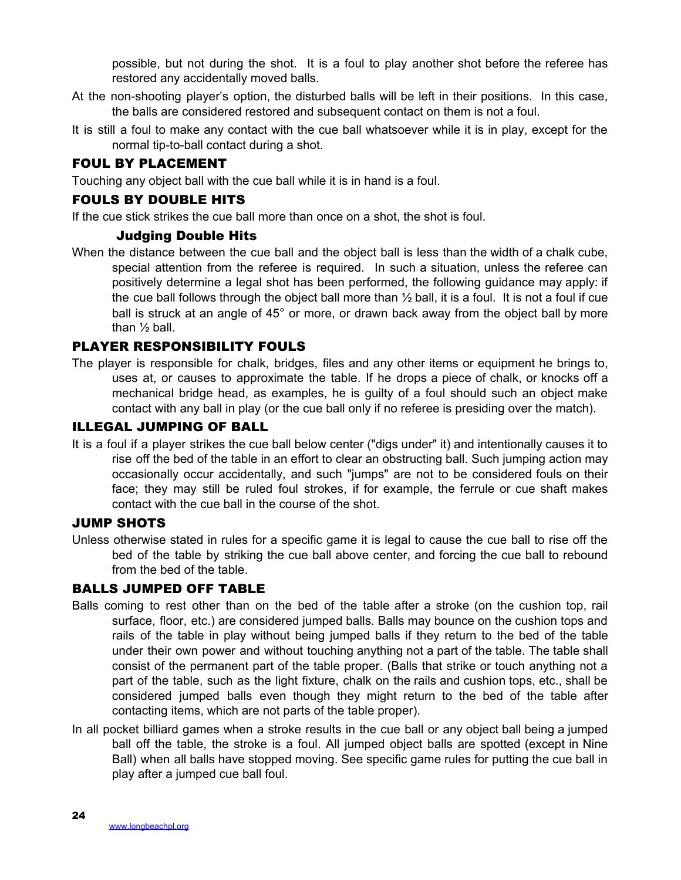possible, but not during the shot. It is a foul to play another shot before the referee has restored any accidentally moved balls.

At the non-shooting player's option, the disturbed balls will be left in their positions. In this case, the balls are considered restored and subsequent contact on them is not a foul.

It is still a foul to make any contact with the cue ball whatsoever while it is in play, except for the normal tip-to-ball contact during a shot.

## FOUL BY PLACEMENT

Touching any object ball with the cue ball while it is in hand is a foul.

## FOULS BY DOUBLE HITS

If the cue stick strikes the cue ball more than once on a shot, the shot is foul.

### Judging Double Hits

When the distance between the cue ball and the object ball is less than the width of a chalk cube, special attention from the referee is required. In such a situation, unless the referee can positively determine a legal shot has been performed, the following guidance may apply: if the cue ball follows through the object ball more than ½ ball, it is a foul. It is not a foul if cue ball is struck at an angle of 45° or more, or drawn back away from the object ball by more than ½ ball.

## PLAYER RESPONSIBILITY FOULS

The player is responsible for chalk, bridges, files and any other items or equipment he brings to, uses at, or causes to approximate the table. If he drops a piece of chalk, or knocks off a mechanical bridge head, as examples, he is guilty of a foul should such an object make contact with any ball in play (or the cue ball only if no referee is presiding over the match).

## ILLEGAL JUMPING OF BALL

It is a foul if a player strikes the cue ball below center ("digs under" it) and intentionally causes it to rise off the bed of the table in an effort to clear an obstructing ball. Such jumping action may occasionally occur accidentally, and such "jumps" are not to be considered fouls on their face; they may still be ruled foul strokes, if for example, the ferrule or cue shaft makes contact with the cue ball in the course of the shot.

## JUMP SHOTS

Unless otherwise stated in rules for a specific game it is legal to cause the cue ball to rise off the bed of the table by striking the cue ball above center, and forcing the cue ball to rebound from the bed of the table.

## BALLS JUMPED OFF TABLE

Balls coming to rest other than on the bed of the table after a stroke (on the cushion top, rail surface, floor, etc.) are considered jumped balls. Balls may bounce on the cushion tops and rails of the table in play without being jumped balls if they return to the bed of the table under their own power and without touching anything not a part of the table. The table shall consist of the permanent part of the table proper. (Balls that strike or touch anything not a part of the table, such as the light fixture, chalk on the rails and cushion tops, etc., shall be considered jumped balls even though they might return to the bed of the table after contacting items, which are not parts of the table proper).

In all pocket billiard games when a stroke results in the cue ball or any object ball being a jumped ball off the table, the stroke is a foul. All jumped object balls are spotted (except in Nine Ball) when all balls have stopped moving. See specific game rules for putting the cue ball in play after a jumped cue ball foul.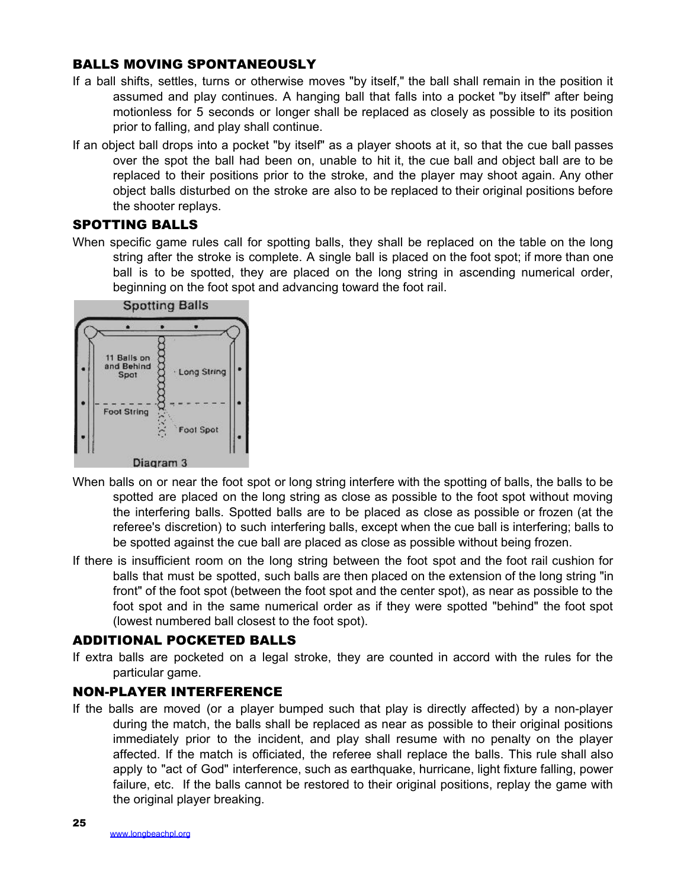## BALLS MOVING SPONTANEOUSLY

If a ball shifts, settles, turns or otherwise moves "by itself," the ball shall remain in the position it assumed and play continues. A hanging ball that falls into a pocket "by itself" after being motionless for 5 seconds or longer shall be replaced as closely as possible to its position prior to falling, and play shall continue.

If an object ball drops into a pocket "by itself" as a player shoots at it, so that the cue ball passes over the spot the ball had been on, unable to hit it, the cue ball and object ball are to be replaced to their positions prior to the stroke, and the player may shoot again. Any other object balls disturbed on the stroke are also to be replaced to their original positions before the shooter replays.

## SPOTTING BALLS

When specific game rules call for spotting balls, they shall be replaced on the table on the long string after the stroke is complete. A single ball is placed on the foot spot; if more than one ball is to be spotted, they are placed on the long string in ascending numerical order, beginning on the foot spot and advancing toward the foot rail.

Spotting Balls

11 Balls on and Behind Spot · Long String · Foot String · Foot Spot

Diagram 3

When balls on or near the foot spot or long string interfere with the spotting of balls, the balls to be spotted are placed on the long string as close as possible to the foot spot without moving the interfering balls. Spotted balls are to be placed as close as possible or frozen (at the referee's discretion) to such interfering balls, except when the cue ball is interfering; balls to be spotted against the cue ball are placed as close as possible without being frozen.

If there is insufficient room on the long string between the foot spot and the foot rail cushion for balls that must be spotted, such balls are then placed on the extension of the long string "in front" of the foot spot (between the foot spot and the center spot), as near as possible to the foot spot and in the same numerical order as if they were spotted "behind" the foot spot (lowest numbered ball closest to the foot spot).

## ADDITIONAL POCKETED BALLS

If extra balls are pocketed on a legal stroke, they are counted in accord with the rules for the particular game.

## NON-PLAYER INTERFERENCE

If the balls are moved (or a player bumped such that play is directly affected) by a non-player during the match, the balls shall be replaced as near as possible to their original positions immediately prior to the incident, and play shall resume with no penalty on the player affected. If the match is officiated, the referee shall replace the balls. This rule shall also apply to "act of God" interference, such as earthquake, hurricane, light fixture falling, power failure, etc. If the balls cannot be restored to their original positions, replay the game with the original player breaking.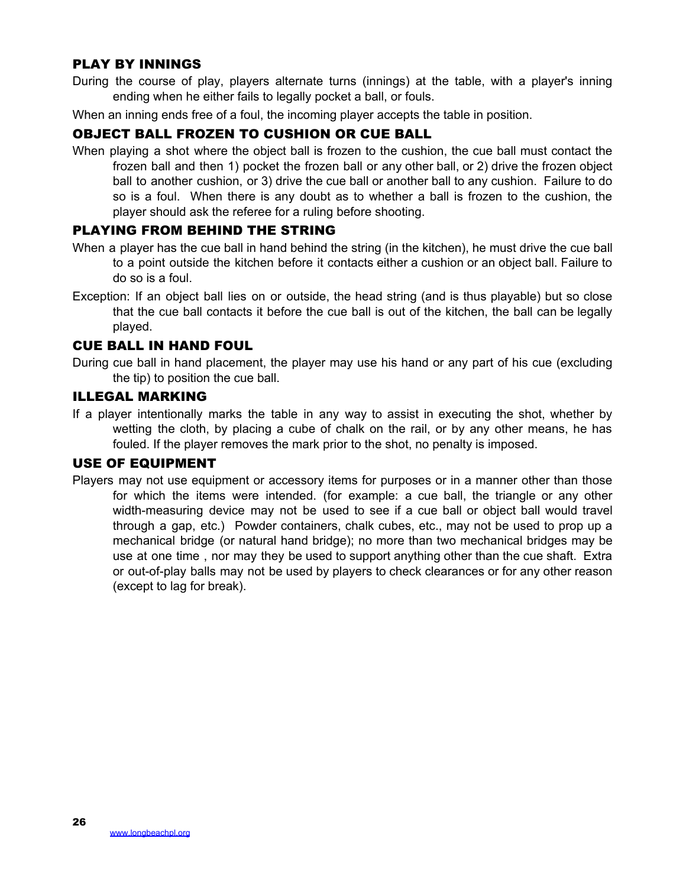## PLAY BY INNINGS

During the course of play, players alternate turns (innings) at the table, with a player's inning ending when he either fails to legally pocket a ball, or fouls.

When an inning ends free of a foul, the incoming player accepts the table in position.

## OBJECT BALL FROZEN TO CUSHION OR CUE BALL

When playing a shot where the object ball is frozen to the cushion, the cue ball must contact the frozen ball and then 1) pocket the frozen ball or any other ball, or 2) drive the frozen object ball to another cushion, or 3) drive the cue ball or another ball to any cushion. Failure to do so is a foul. When there is any doubt as to whether a ball is frozen to the cushion, the player should ask the referee for a ruling before shooting.

## PLAYING FROM BEHIND THE STRING

When a player has the cue ball in hand behind the string (in the kitchen), he must drive the cue ball to a point outside the kitchen before it contacts either a cushion or an object ball. Failure to do so is a foul.

Exception: If an object ball lies on or outside, the head string (and is thus playable) but so close that the cue ball contacts it before the cue ball is out of the kitchen, the ball can be legally played.

## CUE BALL IN HAND FOUL

During cue ball in hand placement, the player may use his hand or any part of his cue (excluding the tip) to position the cue ball.

## ILLEGAL MARKING

If a player intentionally marks the table in any way to assist in executing the shot, whether by wetting the cloth, by placing a cube of chalk on the rail, or by any other means, he has fouled. If the player removes the mark prior to the shot, no penalty is imposed.

## USE OF EQUIPMENT

Players may not use equipment or accessory items for purposes or in a manner other than those for which the items were intended. (for example: a cue ball, the triangle or any other width-measuring device may not be used to see if a cue ball or object ball would travel through a gap, etc.) Powder containers, chalk cubes, etc., may not be used to prop up a mechanical bridge (or natural hand bridge); no more than two mechanical bridges may be use at one time , nor may they be used to support anything other than the cue shaft. Extra or out-of-play balls may not be used by players to check clearances or for any other reason (except to lag for break).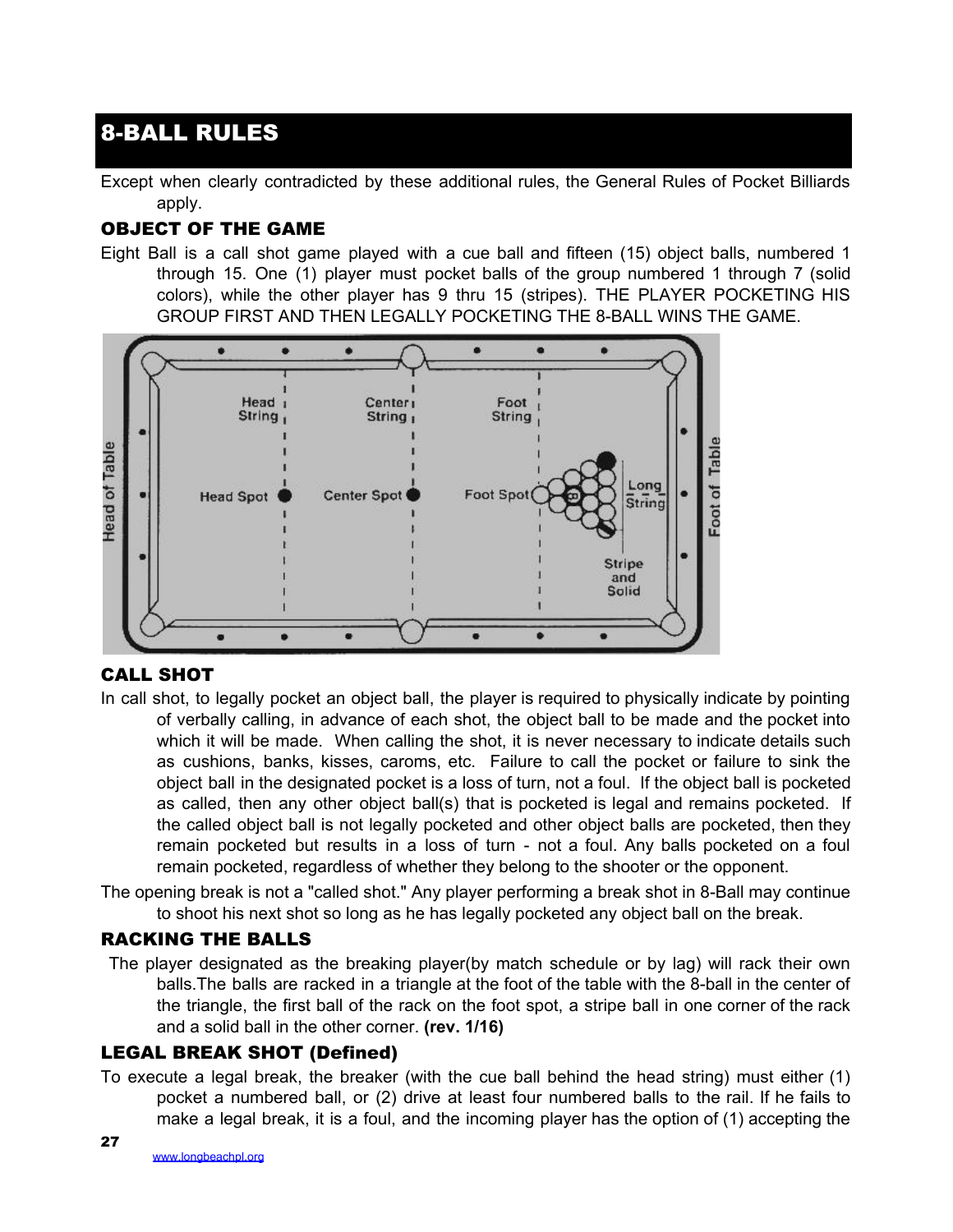# 8-BALL RULES

Except when clearly contradicted by these additional rules, the General Rules of Pocket Billiards apply.

## OBJECT OF THE GAME

Eight Ball is a call shot game played with a cue ball and fifteen (15) object balls, numbered 1 through 15. One (1) player must pocket balls of the group numbered 1 through 7 (solid colors), while the other player has 9 thru 15 (stripes). THE PLAYER POCKETING HIS GROUP FIRST AND THEN LEGALLY POCKETING THE 8-BALL WINS THE GAME.

## CALL SHOT

In call shot, to legally pocket an object ball, the player is required to physically indicate by pointing of verbally calling, in advance of each shot, the object ball to be made and the pocket into which it will be made. When calling the shot, it is never necessary to indicate details such as cushions, banks, kisses, caroms, etc. Failure to call the pocket or failure to sink the object ball in the designated pocket is a loss of turn, not a foul. If the object ball is pocketed as called, then any other object ball(s) that is pocketed is legal and remains pocketed. If the called object ball is not legally pocketed and other object balls are pocketed, then they remain pocketed but results in a loss of turn - not a foul. Any balls pocketed on a foul remain pocketed, regardless of whether they belong to the shooter or the opponent.

The opening break is not a "called shot." Any player performing a break shot in 8-Ball may continue to shoot his next shot so long as he has legally pocketed any object ball on the break.

## RACKING THE BALLS

The player designated as the breaking player(by match schedule or by lag) will rack their own balls.The balls are racked in a triangle at the foot of the table with the 8-ball in the center of the triangle, the first ball of the rack on the foot spot, a stripe ball in one corner of the rack and a solid ball in the other corner. **(rev. 1/16)**

## LEGAL BREAK SHOT (Defined)

To execute a legal break, the breaker (with the cue ball behind the head string) must either (1) pocket a numbered ball, or (2) drive at least four numbered balls to the rail. If he fails to make a legal break, it is a foul, and the incoming player has the option of (1) accepting the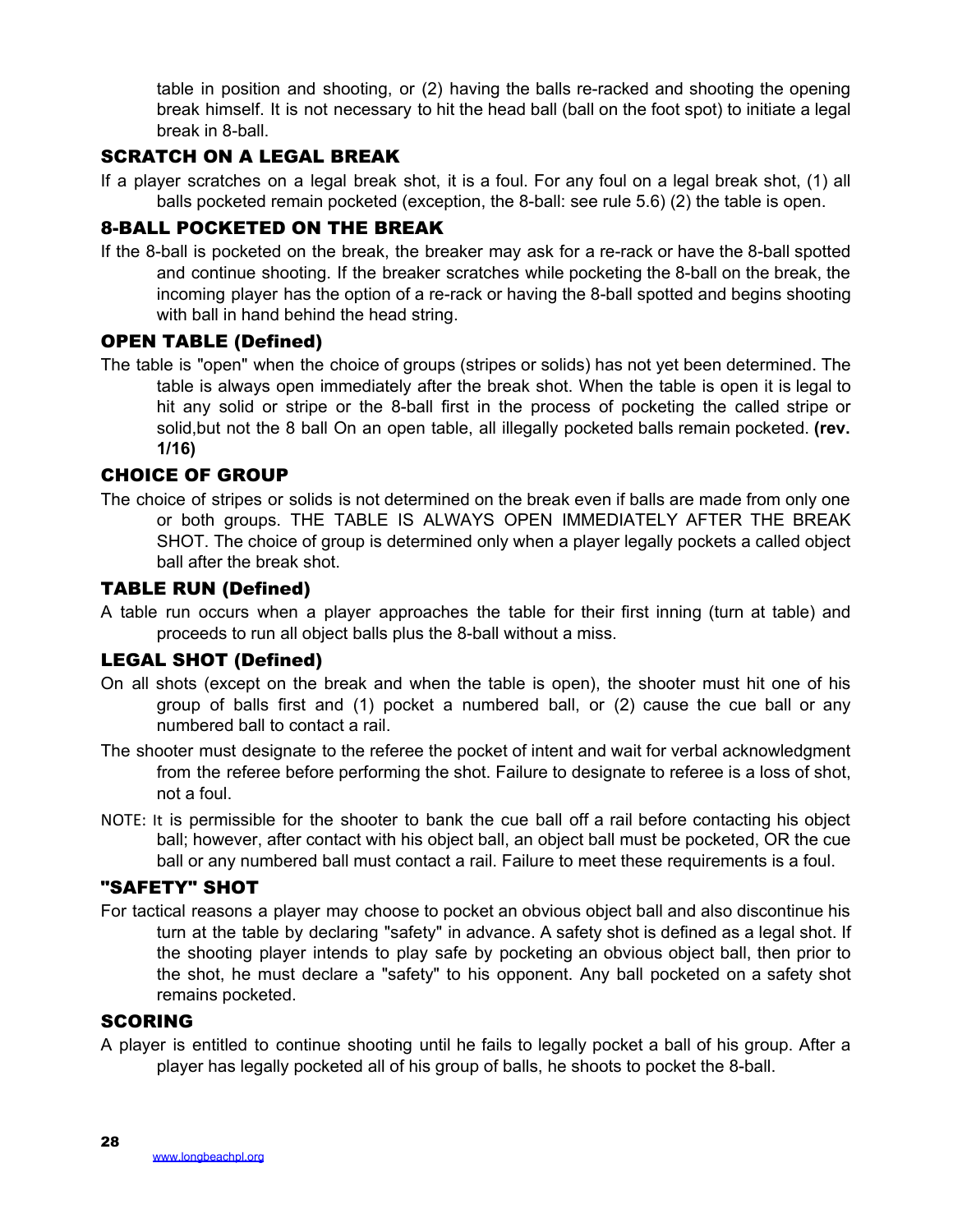table in position and shooting, or (2) having the balls re-racked and shooting the opening break himself. It is not necessary to hit the head ball (ball on the foot spot) to initiate a legal break in 8-ball.

## SCRATCH ON A LEGAL BREAK

If a player scratches on a legal break shot, it is a foul. For any foul on a legal break shot, (1) all balls pocketed remain pocketed (exception, the 8-ball: see rule 5.6) (2) the table is open.

## 8-BALL POCKETED ON THE BREAK

If the 8-ball is pocketed on the break, the breaker may ask for a re-rack or have the 8-ball spotted and continue shooting. If the breaker scratches while pocketing the 8-ball on the break, the incoming player has the option of a re-rack or having the 8-ball spotted and begins shooting with ball in hand behind the head string.

## OPEN TABLE (Defined)

The table is "open" when the choice of groups (stripes or solids) has not yet been determined. The table is always open immediately after the break shot. When the table is open it is legal to hit any solid or stripe or the 8-ball first in the process of pocketing the called stripe or solid,but not the 8 ball On an open table, all illegally pocketed balls remain pocketed. **(rev. 1/16)**

## CHOICE OF GROUP

The choice of stripes or solids is not determined on the break even if balls are made from only one or both groups. THE TABLE IS ALWAYS OPEN IMMEDIATELY AFTER THE BREAK SHOT. The choice of group is determined only when a player legally pockets a called object ball after the break shot.

## TABLE RUN (Defined)

A table run occurs when a player approaches the table for their first inning (turn at table) and proceeds to run all object balls plus the 8-ball without a miss.

## LEGAL SHOT (Defined)

On all shots (except on the break and when the table is open), the shooter must hit one of his group of balls first and (1) pocket a numbered ball, or (2) cause the cue ball or any numbered ball to contact a rail.

The shooter must designate to the referee the pocket of intent and wait for verbal acknowledgment from the referee before performing the shot. Failure to designate to referee is a loss of shot, not a foul.

NOTE: It is permissible for the shooter to bank the cue ball off a rail before contacting his object ball; however, after contact with his object ball, an object ball must be pocketed, OR the cue ball or any numbered ball must contact a rail. Failure to meet these requirements is a foul.

## "SAFETY" SHOT

For tactical reasons a player may choose to pocket an obvious object ball and also discontinue his turn at the table by declaring "safety" in advance. A safety shot is defined as a legal shot. If the shooting player intends to play safe by pocketing an obvious object ball, then prior to the shot, he must declare a "safety" to his opponent. Any ball pocketed on a safety shot remains pocketed.

## SCORING

A player is entitled to continue shooting until he fails to legally pocket a ball of his group. After a player has legally pocketed all of his group of balls, he shoots to pocket the 8-ball.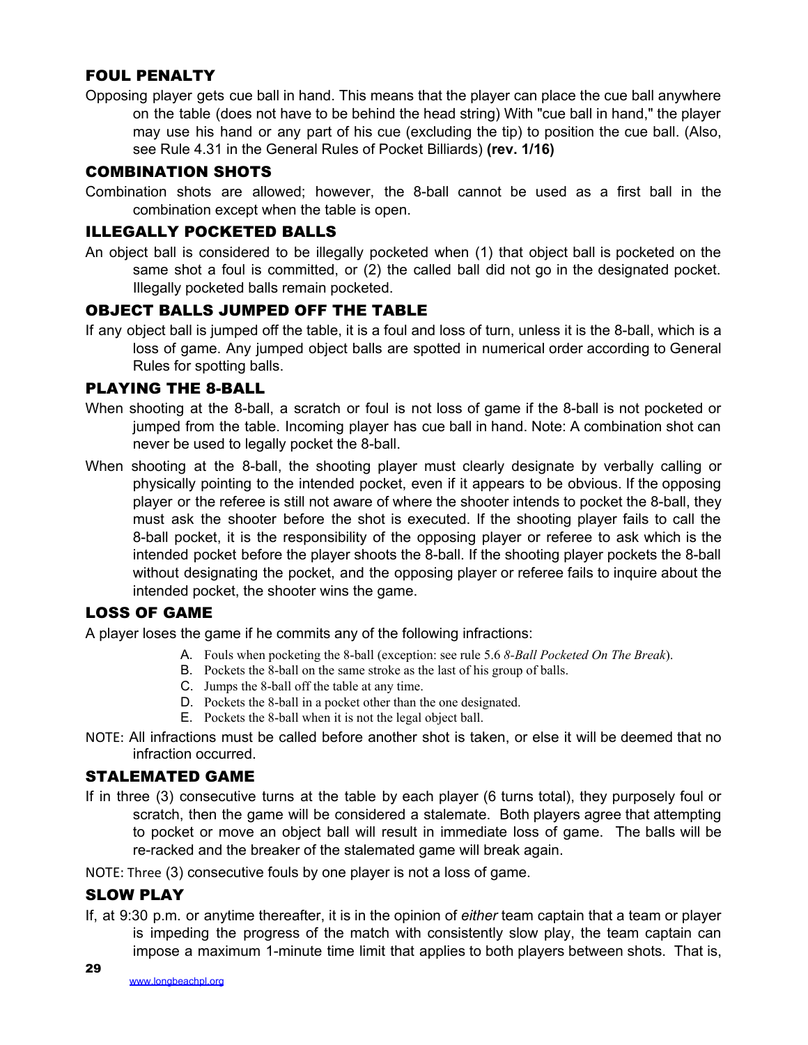### FOUL PENALTY

Opposing player gets cue ball in hand. This means that the player can place the cue ball anywhere on the table (does not have to be behind the head string) With "cue ball in hand," the player may use his hand or any part of his cue (excluding the tip) to position the cue ball. (Also, see Rule 4.31 in the General Rules of Pocket Billiards) **(rev. 1/16)**

### COMBINATION SHOTS

Combination shots are allowed; however, the 8-ball cannot be used as a first ball in the combination except when the table is open.

### ILLEGALLY POCKETED BALLS

An object ball is considered to be illegally pocketed when (1) that object ball is pocketed on the same shot a foul is committed, or (2) the called ball did not go in the designated pocket. Illegally pocketed balls remain pocketed.

### OBJECT BALLS JUMPED OFF THE TABLE

If any object ball is jumped off the table, it is a foul and loss of turn, unless it is the 8-ball, which is a loss of game. Any jumped object balls are spotted in numerical order according to General Rules for spotting balls.

### PLAYING THE 8-BALL

When shooting at the 8-ball, a scratch or foul is not loss of game if the 8-ball is not pocketed or jumped from the table. Incoming player has cue ball in hand. Note: A combination shot can never be used to legally pocket the 8-ball.

When shooting at the 8-ball, the shooting player must clearly designate by verbally calling or physically pointing to the intended pocket, even if it appears to be obvious. If the opposing player or the referee is still not aware of where the shooter intends to pocket the 8-ball, they must ask the shooter before the shot is executed. If the shooting player fails to call the 8-ball pocket, it is the responsibility of the opposing player or referee to ask which is the intended pocket before the player shoots the 8-ball. If the shooting player pockets the 8-ball without designating the pocket, and the opposing player or referee fails to inquire about the intended pocket, the shooter wins the game.

### LOSS OF GAME

A player loses the game if he commits any of the following infractions:

A. Fouls when pocketing the 8-ball (exception: see rule 5.6 *8-Ball Pocketed On The Break*).
B. Pockets the 8-ball on the same stroke as the last of his group of balls.
C. Jumps the 8-ball off the table at any time.
D. Pockets the 8-ball in a pocket other than the one designated.
E. Pockets the 8-ball when it is not the legal object ball.

NOTE: All infractions must be called before another shot is taken, or else it will be deemed that no infraction occurred.

### STALEMATED GAME

If in three (3) consecutive turns at the table by each player (6 turns total), they purposely foul or scratch, then the game will be considered a stalemate. Both players agree that attempting to pocket or move an object ball will result in immediate loss of game. The balls will be re-racked and the breaker of the stalemated game will break again.

NOTE: Three (3) consecutive fouls by one player is not a loss of game.

### SLOW PLAY

If, at 9:30 p.m. or anytime thereafter, it is in the opinion of *either* team captain that a team or player is impeding the progress of the match with consistently slow play, the team captain can impose a maximum 1-minute time limit that applies to both players between shots. That is,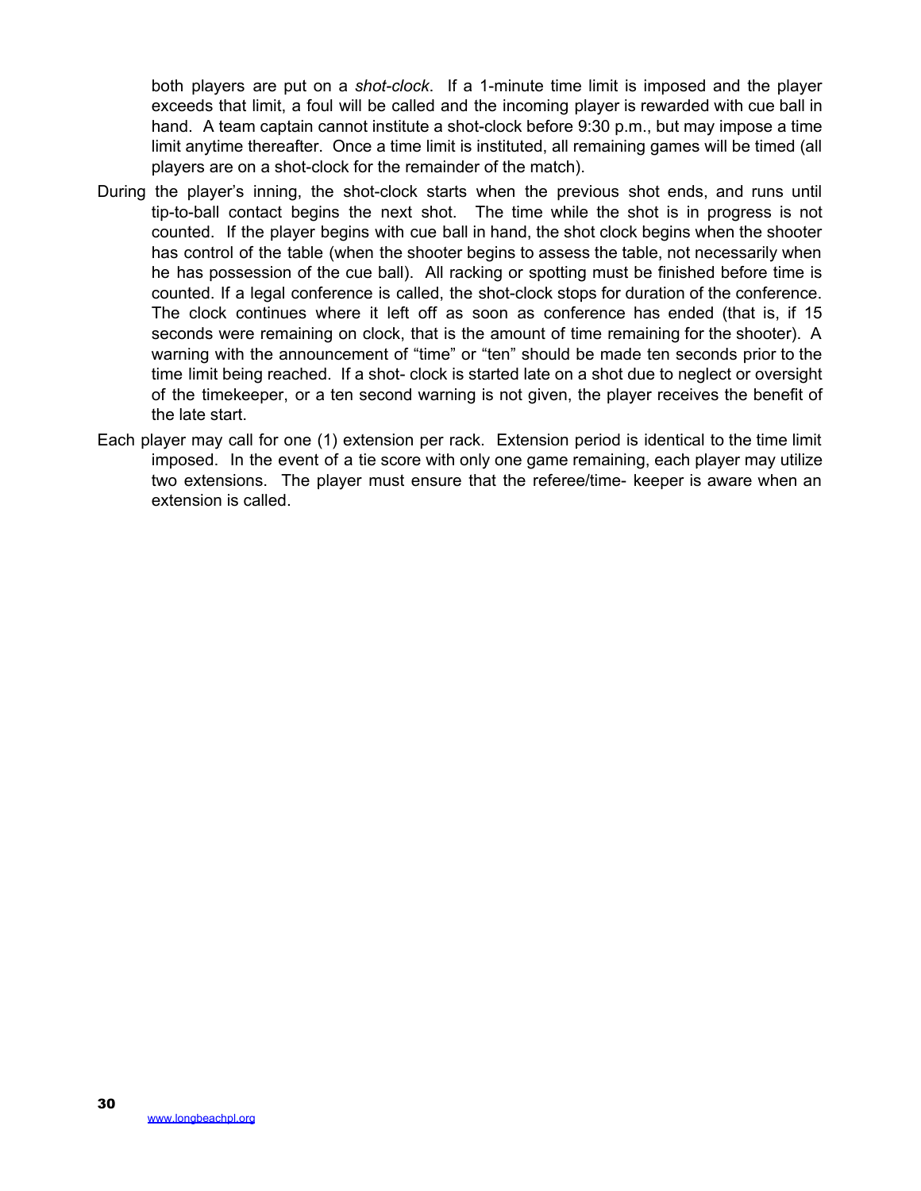both players are put on a *shot-clock*. If a 1-minute time limit is imposed and the player exceeds that limit, a foul will be called and the incoming player is rewarded with cue ball in hand. A team captain cannot institute a shot-clock before 9:30 p.m., but may impose a time limit anytime thereafter. Once a time limit is instituted, all remaining games will be timed (all players are on a shot-clock for the remainder of the match).

During the player's inning, the shot-clock starts when the previous shot ends, and runs until tip-to-ball contact begins the next shot. The time while the shot is in progress is not counted. If the player begins with cue ball in hand, the shot clock begins when the shooter has control of the table (when the shooter begins to assess the table, not necessarily when he has possession of the cue ball). All racking or spotting must be finished before time is counted. If a legal conference is called, the shot-clock stops for duration of the conference. The clock continues where it left off as soon as conference has ended (that is, if 15 seconds were remaining on clock, that is the amount of time remaining for the shooter). A warning with the announcement of "time" or "ten" should be made ten seconds prior to the time limit being reached. If a shot- clock is started late on a shot due to neglect or oversight of the timekeeper, or a ten second warning is not given, the player receives the benefit of the late start.

Each player may call for one (1) extension per rack. Extension period is identical to the time limit imposed. In the event of a tie score with only one game remaining, each player may utilize two extensions. The player must ensure that the referee/time- keeper is aware when an extension is called.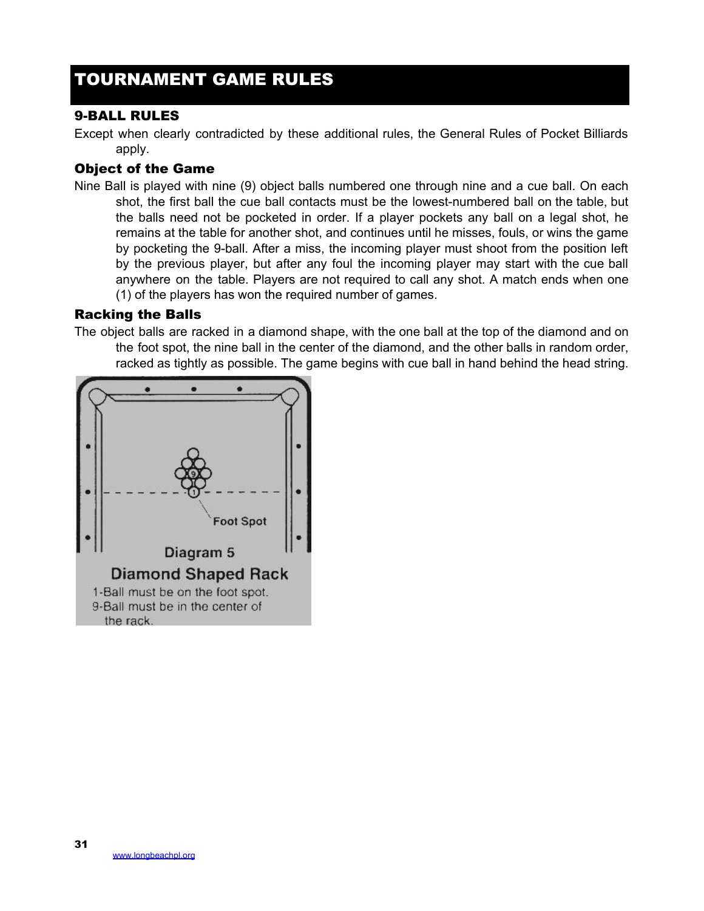# TOURNAMENT GAME RULES

## 9-BALL RULES

Except when clearly contradicted by these additional rules, the General Rules of Pocket Billiards apply.

### Object of the Game

Nine Ball is played with nine (9) object balls numbered one through nine and a cue ball. On each shot, the first ball the cue ball contacts must be the lowest-numbered ball on the table, but the balls need not be pocketed in order. If a player pockets any ball on a legal shot, he remains at the table for another shot, and continues until he misses, fouls, or wins the game by pocketing the 9-ball. After a miss, the incoming player must shoot from the position left by the previous player, but after any foul the incoming player may start with the cue ball anywhere on the table. Players are not required to call any shot. A match ends when one (1) of the players has won the required number of games.

### Racking the Balls

The object balls are racked in a diamond shape, with the one ball at the top of the diamond and on the foot spot, the nine ball in the center of the diamond, and the other balls in random order, racked as tightly as possible. The game begins with cue ball in hand behind the head string.

Foot Spot

Diagram 5

Diamond Shaped Rack

1-Ball must be on the foot spot.
9-Ball must be in the center of the rack.

www.longbeachpl.org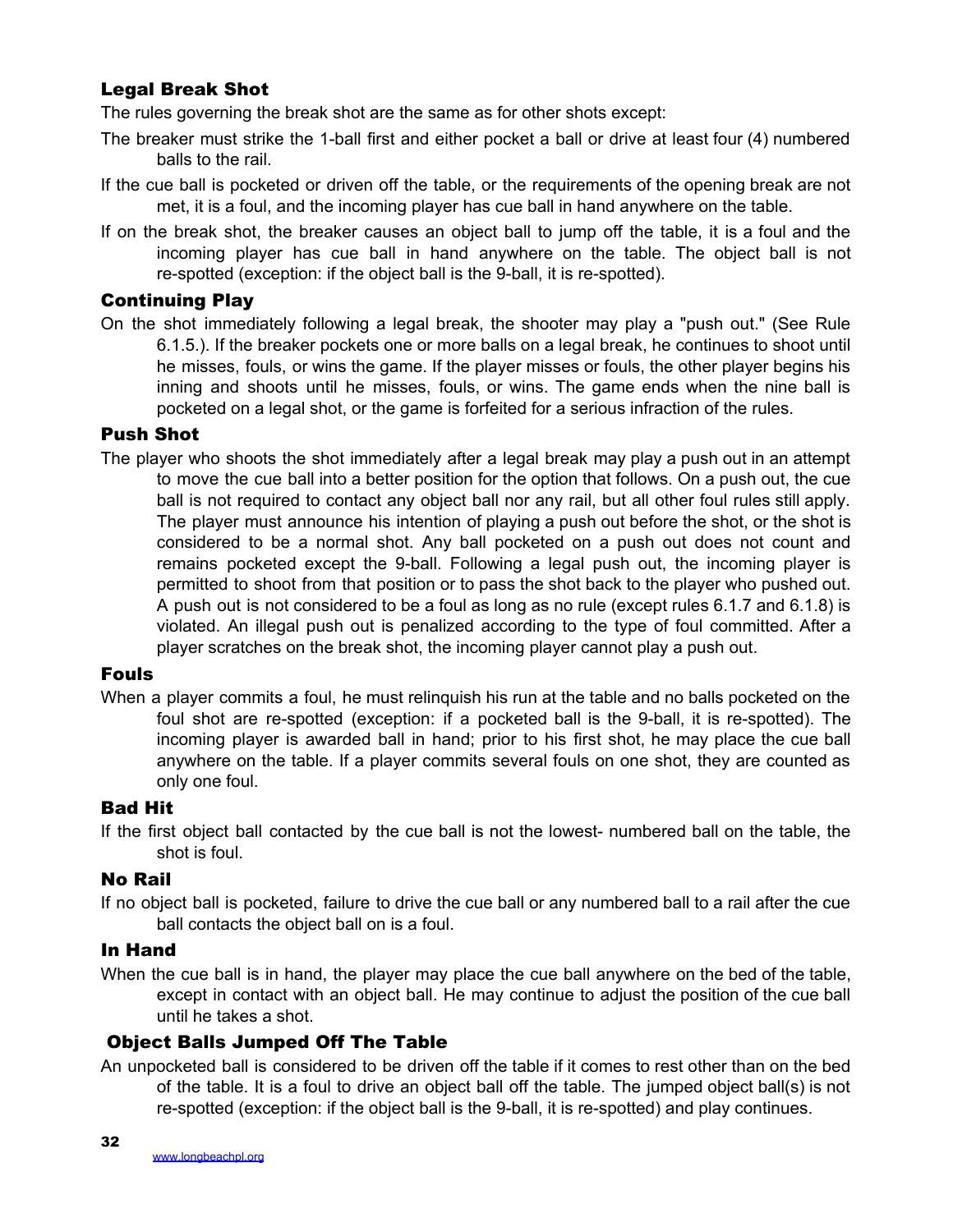### Legal Break Shot

The rules governing the break shot are the same as for other shots except:

The breaker must strike the 1-ball first and either pocket a ball or drive at least four (4) numbered balls to the rail.

If the cue ball is pocketed or driven off the table, or the requirements of the opening break are not met, it is a foul, and the incoming player has cue ball in hand anywhere on the table.

If on the break shot, the breaker causes an object ball to jump off the table, it is a foul and the incoming player has cue ball in hand anywhere on the table. The object ball is not re-spotted (exception: if the object ball is the 9-ball, it is re-spotted).

### Continuing Play

On the shot immediately following a legal break, the shooter may play a "push out." (See Rule 6.1.5.). If the breaker pockets one or more balls on a legal break, he continues to shoot until he misses, fouls, or wins the game. If the player misses or fouls, the other player begins his inning and shoots until he misses, fouls, or wins. The game ends when the nine ball is pocketed on a legal shot, or the game is forfeited for a serious infraction of the rules.

### Push Shot

The player who shoots the shot immediately after a legal break may play a push out in an attempt to move the cue ball into a better position for the option that follows. On a push out, the cue ball is not required to contact any object ball nor any rail, but all other foul rules still apply. The player must announce his intention of playing a push out before the shot, or the shot is considered to be a normal shot. Any ball pocketed on a push out does not count and remains pocketed except the 9-ball. Following a legal push out, the incoming player is permitted to shoot from that position or to pass the shot back to the player who pushed out. A push out is not considered to be a foul as long as no rule (except rules 6.1.7 and 6.1.8) is violated. An illegal push out is penalized according to the type of foul committed. After a player scratches on the break shot, the incoming player cannot play a push out.

### Fouls

When a player commits a foul, he must relinquish his run at the table and no balls pocketed on the foul shot are re-spotted (exception: if a pocketed ball is the 9-ball, it is re-spotted). The incoming player is awarded ball in hand; prior to his first shot, he may place the cue ball anywhere on the table. If a player commits several fouls on one shot, they are counted as only one foul.

### Bad Hit

If the first object ball contacted by the cue ball is not the lowest- numbered ball on the table, the shot is foul.

### No Rail

If no object ball is pocketed, failure to drive the cue ball or any numbered ball to a rail after the cue ball contacts the object ball on is a foul.

### In Hand

When the cue ball is in hand, the player may place the cue ball anywhere on the bed of the table, except in contact with an object ball. He may continue to adjust the position of the cue ball until he takes a shot.

### Object Balls Jumped Off The Table

An unpocketed ball is considered to be driven off the table if it comes to rest other than on the bed of the table. It is a foul to drive an object ball off the table. The jumped object ball(s) is not re-spotted (exception: if the object ball is the 9-ball, it is re-spotted) and play continues.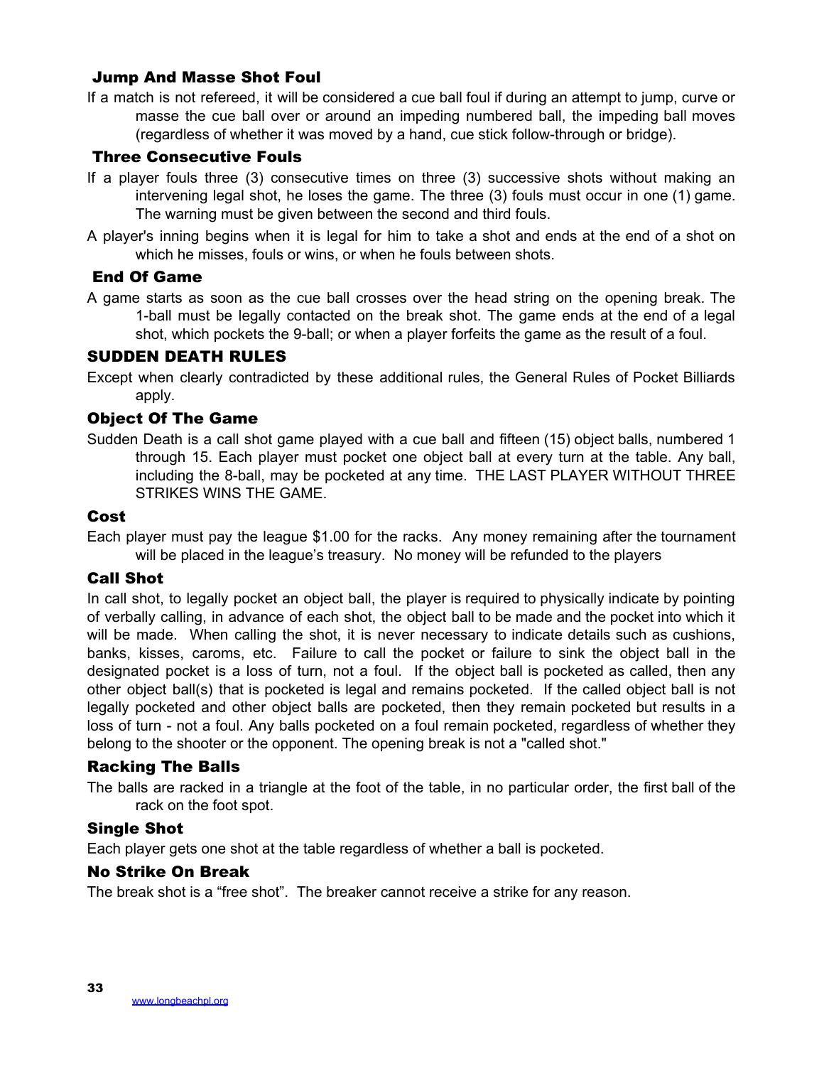### Jump And Masse Shot Foul

If a match is not refereed, it will be considered a cue ball foul if during an attempt to jump, curve or masse the cue ball over or around an impeding numbered ball, the impeding ball moves (regardless of whether it was moved by a hand, cue stick follow-through or bridge).

### Three Consecutive Fouls

If a player fouls three (3) consecutive times on three (3) successive shots without making an intervening legal shot, he loses the game. The three (3) fouls must occur in one (1) game. The warning must be given between the second and third fouls.

A player's inning begins when it is legal for him to take a shot and ends at the end of a shot on which he misses, fouls or wins, or when he fouls between shots.

### End Of Game

A game starts as soon as the cue ball crosses over the head string on the opening break. The 1-ball must be legally contacted on the break shot. The game ends at the end of a legal shot, which pockets the 9-ball; or when a player forfeits the game as the result of a foul.

## SUDDEN DEATH RULES

Except when clearly contradicted by these additional rules, the General Rules of Pocket Billiards apply.

### Object Of The Game

Sudden Death is a call shot game played with a cue ball and fifteen (15) object balls, numbered 1 through 15. Each player must pocket one object ball at every turn at the table. Any ball, including the 8-ball, may be pocketed at any time. THE LAST PLAYER WITHOUT THREE STRIKES WINS THE GAME.

### Cost

Each player must pay the league $1.00 for the racks. Any money remaining after the tournament will be placed in the league's treasury. No money will be refunded to the players

### Call Shot

In call shot, to legally pocket an object ball, the player is required to physically indicate by pointing of verbally calling, in advance of each shot, the object ball to be made and the pocket into which it will be made. When calling the shot, it is never necessary to indicate details such as cushions, banks, kisses, caroms, etc. Failure to call the pocket or failure to sink the object ball in the designated pocket is a loss of turn, not a foul. If the object ball is pocketed as called, then any other object ball(s) that is pocketed is legal and remains pocketed. If the called object ball is not legally pocketed and other object balls are pocketed, then they remain pocketed but results in a loss of turn - not a foul. Any balls pocketed on a foul remain pocketed, regardless of whether they belong to the shooter or the opponent. The opening break is not a "called shot."

### Racking The Balls

The balls are racked in a triangle at the foot of the table, in no particular order, the first ball of the rack on the foot spot.

### Single Shot

Each player gets one shot at the table regardless of whether a ball is pocketed.

### No Strike On Break

The break shot is a "free shot". The breaker cannot receive a strike for any reason.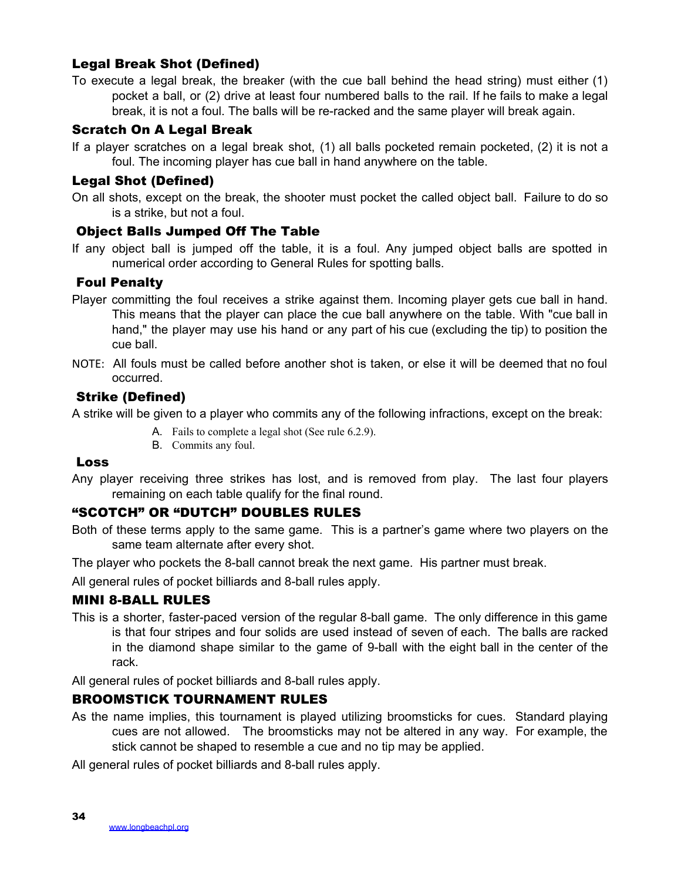### Legal Break Shot (Defined)

To execute a legal break, the breaker (with the cue ball behind the head string) must either (1) pocket a ball, or (2) drive at least four numbered balls to the rail. If he fails to make a legal break, it is not a foul. The balls will be re-racked and the same player will break again.

### Scratch On A Legal Break

If a player scratches on a legal break shot, (1) all balls pocketed remain pocketed, (2) it is not a foul. The incoming player has cue ball in hand anywhere on the table.

### Legal Shot (Defined)

On all shots, except on the break, the shooter must pocket the called object ball. Failure to do so is a strike, but not a foul.

### Object Balls Jumped Off The Table

If any object ball is jumped off the table, it is a foul. Any jumped object balls are spotted in numerical order according to General Rules for spotting balls.

### Foul Penalty

Player committing the foul receives a strike against them. Incoming player gets cue ball in hand. This means that the player can place the cue ball anywhere on the table. With "cue ball in hand," the player may use his hand or any part of his cue (excluding the tip) to position the cue ball.

NOTE: All fouls must be called before another shot is taken, or else it will be deemed that no foul occurred.

### Strike (Defined)

A strike will be given to a player who commits any of the following infractions, except on the break:

A. Fails to complete a legal shot (See rule 6.2.9).
B. Commits any foul.

### Loss

Any player receiving three strikes has lost, and is removed from play. The last four players remaining on each table qualify for the final round.

## "SCOTCH" OR "DUTCH" DOUBLES RULES

Both of these terms apply to the same game. This is a partner's game where two players on the same team alternate after every shot.

The player who pockets the 8-ball cannot break the next game. His partner must break.

All general rules of pocket billiards and 8-ball rules apply.

## MINI 8-BALL RULES

This is a shorter, faster-paced version of the regular 8-ball game. The only difference in this game is that four stripes and four solids are used instead of seven of each. The balls are racked in the diamond shape similar to the game of 9-ball with the eight ball in the center of the rack.

All general rules of pocket billiards and 8-ball rules apply.

## BROOMSTICK TOURNAMENT RULES

As the name implies, this tournament is played utilizing broomsticks for cues. Standard playing cues are not allowed. The broomsticks may not be altered in any way. For example, the stick cannot be shaped to resemble a cue and no tip may be applied.

All general rules of pocket billiards and 8-ball rules apply.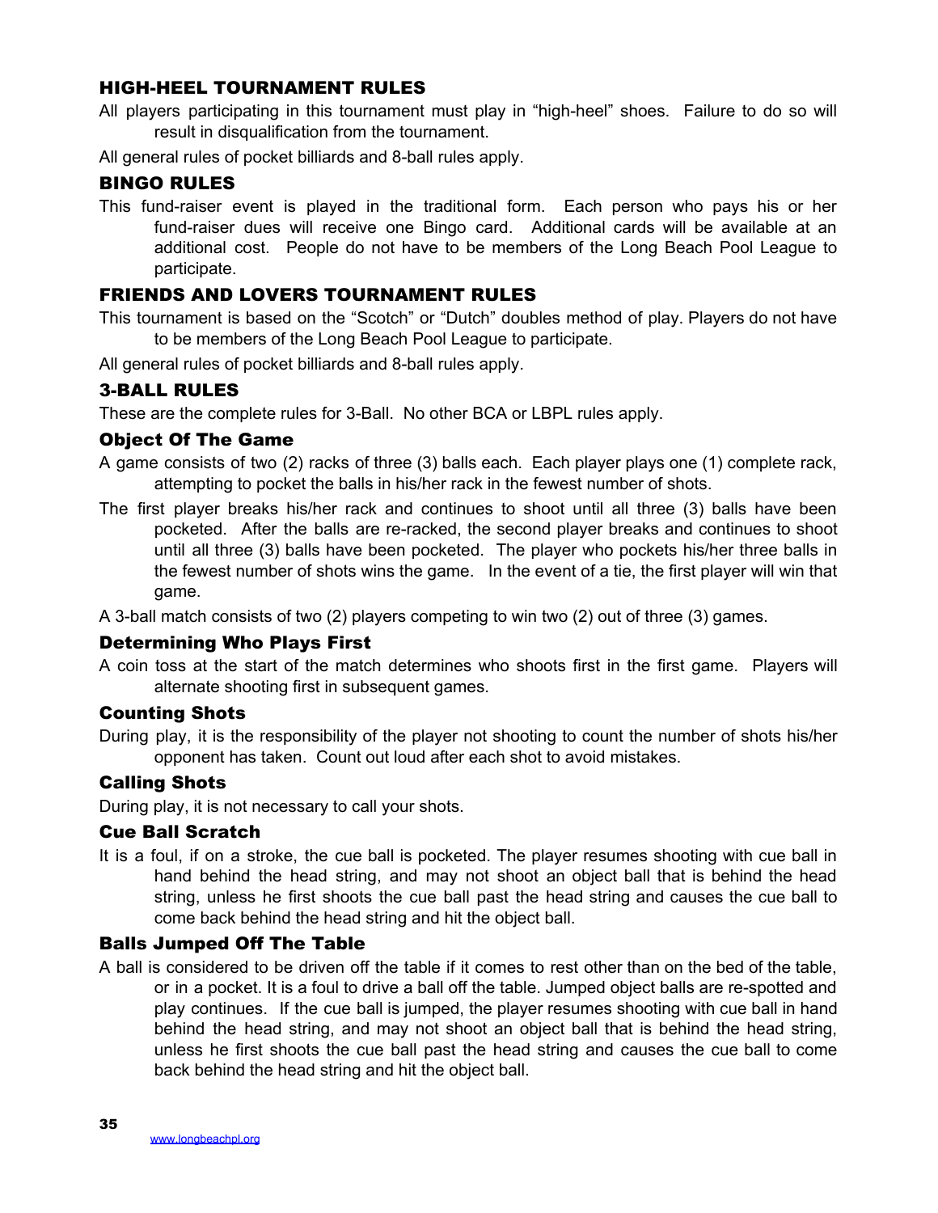## HIGH-HEEL TOURNAMENT RULES

All players participating in this tournament must play in "high-heel" shoes. Failure to do so will result in disqualification from the tournament.

All general rules of pocket billiards and 8-ball rules apply.

## BINGO RULES

This fund-raiser event is played in the traditional form. Each person who pays his or her fund-raiser dues will receive one Bingo card. Additional cards will be available at an additional cost. People do not have to be members of the Long Beach Pool League to participate.

## FRIENDS AND LOVERS TOURNAMENT RULES

This tournament is based on the "Scotch" or "Dutch" doubles method of play. Players do not have to be members of the Long Beach Pool League to participate.

All general rules of pocket billiards and 8-ball rules apply.

## 3-BALL RULES

These are the complete rules for 3-Ball. No other BCA or LBPL rules apply.

### Object Of The Game

A game consists of two (2) racks of three (3) balls each. Each player plays one (1) complete rack, attempting to pocket the balls in his/her rack in the fewest number of shots.

The first player breaks his/her rack and continues to shoot until all three (3) balls have been pocketed. After the balls are re-racked, the second player breaks and continues to shoot until all three (3) balls have been pocketed. The player who pockets his/her three balls in the fewest number of shots wins the game. In the event of a tie, the first player will win that game.

A 3-ball match consists of two (2) players competing to win two (2) out of three (3) games.

### Determining Who Plays First

A coin toss at the start of the match determines who shoots first in the first game. Players will alternate shooting first in subsequent games.

### Counting Shots

During play, it is the responsibility of the player not shooting to count the number of shots his/her opponent has taken. Count out loud after each shot to avoid mistakes.

### Calling Shots

During play, it is not necessary to call your shots.

### Cue Ball Scratch

It is a foul, if on a stroke, the cue ball is pocketed. The player resumes shooting with cue ball in hand behind the head string, and may not shoot an object ball that is behind the head string, unless he first shoots the cue ball past the head string and causes the cue ball to come back behind the head string and hit the object ball.

### Balls Jumped Off The Table

A ball is considered to be driven off the table if it comes to rest other than on the bed of the table, or in a pocket. It is a foul to drive a ball off the table. Jumped object balls are re-spotted and play continues. If the cue ball is jumped, the player resumes shooting with cue ball in hand behind the head string, and may not shoot an object ball that is behind the head string, unless he first shoots the cue ball past the head string and causes the cue ball to come back behind the head string and hit the object ball.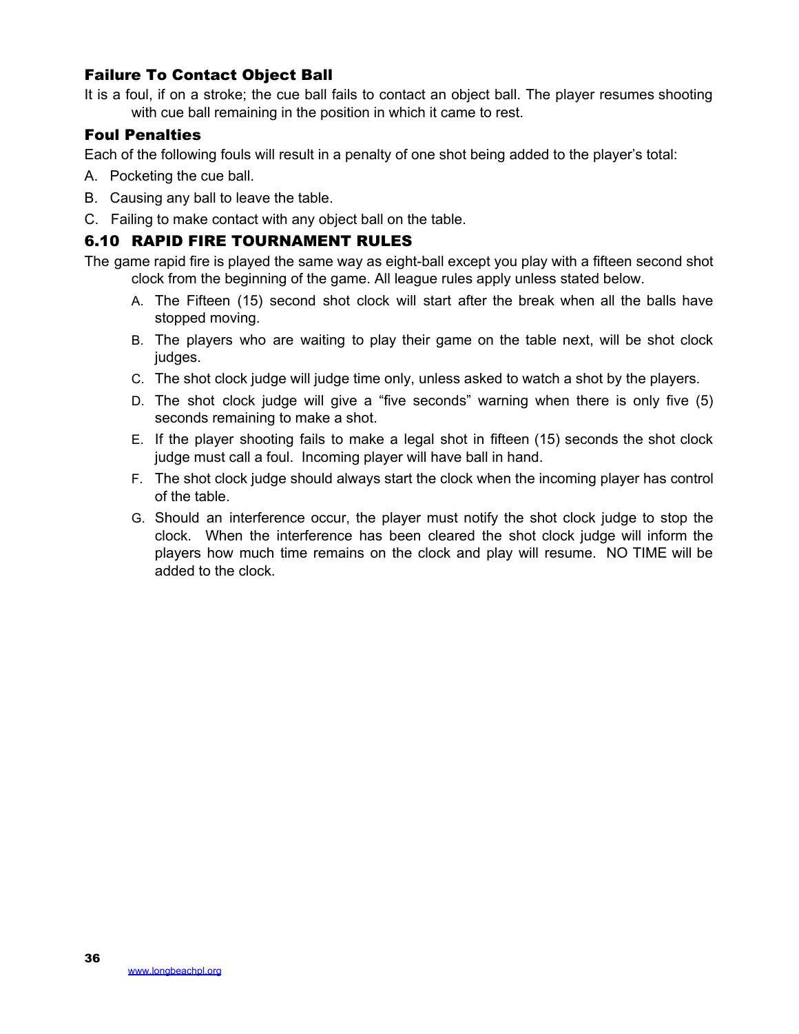### Failure To Contact Object Ball

It is a foul, if on a stroke; the cue ball fails to contact an object ball. The player resumes shooting with cue ball remaining in the position in which it came to rest.

### Foul Penalties

Each of the following fouls will result in a penalty of one shot being added to the player's total:

A. Pocketing the cue ball.

B. Causing any ball to leave the table.

C. Failing to make contact with any object ball on the table.

## 6.10 RAPID FIRE TOURNAMENT RULES

The game rapid fire is played the same way as eight-ball except you play with a fifteen second shot clock from the beginning of the game. All league rules apply unless stated below.

A. The Fifteen (15) second shot clock will start after the break when all the balls have stopped moving.

B. The players who are waiting to play their game on the table next, will be shot clock judges.

C. The shot clock judge will judge time only, unless asked to watch a shot by the players.

D. The shot clock judge will give a "five seconds" warning when there is only five (5) seconds remaining to make a shot.

E. If the player shooting fails to make a legal shot in fifteen (15) seconds the shot clock judge must call a foul. Incoming player will have ball in hand.

F. The shot clock judge should always start the clock when the incoming player has control of the table.

G. Should an interference occur, the player must notify the shot clock judge to stop the clock. When the interference has been cleared the shot clock judge will inform the players how much time remains on the clock and play will resume. NO TIME will be added to the clock.